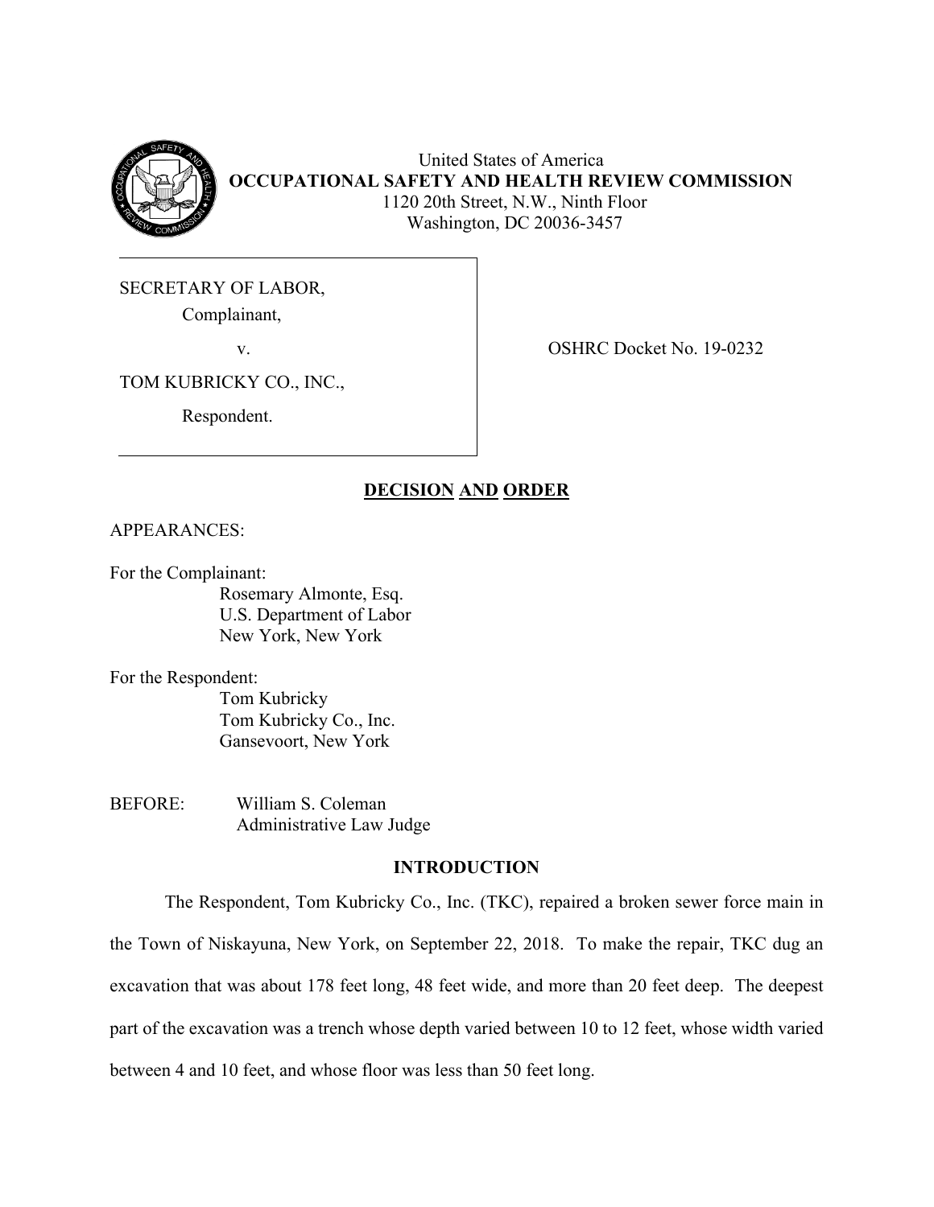United States of America
**OCCUPATIONAL SAFETY AND HEALTH REVIEW COMMISSION**
1120 20th Street, N.W., Ninth Floor
Washington, DC 20036-3457

SECRETARY OF LABOR,
Complainant,

v.

TOM KUBRICKY CO., INC.,
Respondent.

OSHRC Docket No. 19-0232

## DECISION AND ORDER

APPEARANCES:

For the Complainant:
Rosemary Almonte, Esq.
U.S. Department of Labor
New York, New York

For the Respondent:
Tom Kubricky
Tom Kubricky Co., Inc.
Gansevoort, New York

BEFORE: William S. Coleman
Administrative Law Judge

### INTRODUCTION

The Respondent, Tom Kubricky Co., Inc. (TKC), repaired a broken sewer force main in the Town of Niskayuna, New York, on September 22, 2018. To make the repair, TKC dug an excavation that was about 178 feet long, 48 feet wide, and more than 20 feet deep. The deepest part of the excavation was a trench whose depth varied between 10 to 12 feet, whose width varied between 4 and 10 feet, and whose floor was less than 50 feet long.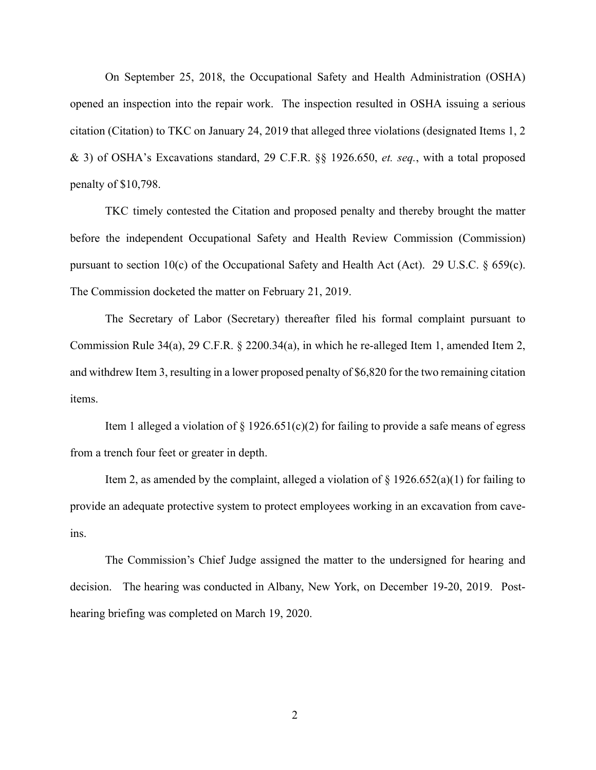On September 25, 2018, the Occupational Safety and Health Administration (OSHA) opened an inspection into the repair work. The inspection resulted in OSHA issuing a serious citation (Citation) to TKC on January 24, 2019 that alleged three violations (designated Items 1, 2 & 3) of OSHA's Excavations standard, 29 C.F.R. §§ 1926.650, *et. seq.*, with a total proposed penalty of $10,798.

TKC timely contested the Citation and proposed penalty and thereby brought the matter before the independent Occupational Safety and Health Review Commission (Commission) pursuant to section 10(c) of the Occupational Safety and Health Act (Act). 29 U.S.C. § 659(c). The Commission docketed the matter on February 21, 2019.

The Secretary of Labor (Secretary) thereafter filed his formal complaint pursuant to Commission Rule 34(a), 29 C.F.R. § 2200.34(a), in which he re-alleged Item 1, amended Item 2, and withdrew Item 3, resulting in a lower proposed penalty of $6,820 for the two remaining citation items.

Item 1 alleged a violation of § 1926.651(c)(2) for failing to provide a safe means of egress from a trench four feet or greater in depth.

Item 2, as amended by the complaint, alleged a violation of § 1926.652(a)(1) for failing to provide an adequate protective system to protect employees working in an excavation from cave-ins.

The Commission's Chief Judge assigned the matter to the undersigned for hearing and decision. The hearing was conducted in Albany, New York, on December 19-20, 2019. Post-hearing briefing was completed on March 19, 2020.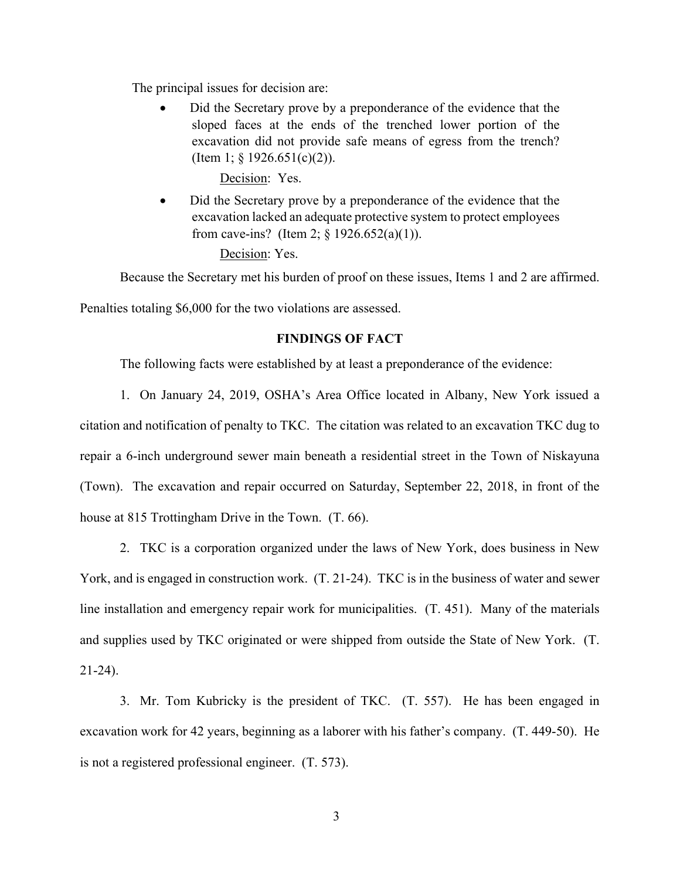The principal issues for decision are:

- Did the Secretary prove by a preponderance of the evidence that the sloped faces at the ends of the trenched lower portion of the excavation did not provide safe means of egress from the trench? (Item 1; § 1926.651(c)(2)).

  Decision: Yes.

- Did the Secretary prove by a preponderance of the evidence that the excavation lacked an adequate protective system to protect employees from cave-ins? (Item 2; § 1926.652(a)(1)).

  Decision: Yes.

Because the Secretary met his burden of proof on these issues, Items 1 and 2 are affirmed. Penalties totaling $6,000 for the two violations are assessed.

## FINDINGS OF FACT

The following facts were established by at least a preponderance of the evidence:

1. On January 24, 2019, OSHA's Area Office located in Albany, New York issued a citation and notification of penalty to TKC. The citation was related to an excavation TKC dug to repair a 6-inch underground sewer main beneath a residential street in the Town of Niskayuna (Town). The excavation and repair occurred on Saturday, September 22, 2018, in front of the house at 815 Trottingham Drive in the Town. (T. 66).

2. TKC is a corporation organized under the laws of New York, does business in New York, and is engaged in construction work. (T. 21-24). TKC is in the business of water and sewer line installation and emergency repair work for municipalities. (T. 451). Many of the materials and supplies used by TKC originated or were shipped from outside the State of New York. (T. 21-24).

3. Mr. Tom Kubricky is the president of TKC. (T. 557). He has been engaged in excavation work for 42 years, beginning as a laborer with his father's company. (T. 449-50). He is not a registered professional engineer. (T. 573).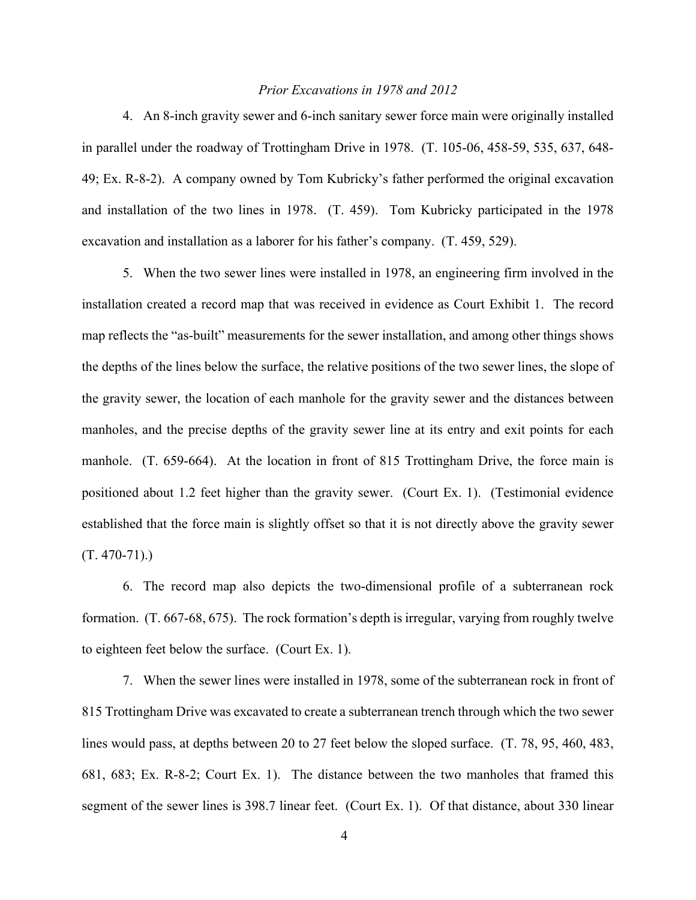*Prior Excavations in 1978 and 2012*

4. An 8-inch gravity sewer and 6-inch sanitary sewer force main were originally installed in parallel under the roadway of Trottingham Drive in 1978. (T. 105-06, 458-59, 535, 637, 648-49; Ex. R-8-2). A company owned by Tom Kubricky's father performed the original excavation and installation of the two lines in 1978. (T. 459). Tom Kubricky participated in the 1978 excavation and installation as a laborer for his father's company. (T. 459, 529).

5. When the two sewer lines were installed in 1978, an engineering firm involved in the installation created a record map that was received in evidence as Court Exhibit 1. The record map reflects the "as-built" measurements for the sewer installation, and among other things shows the depths of the lines below the surface, the relative positions of the two sewer lines, the slope of the gravity sewer, the location of each manhole for the gravity sewer and the distances between manholes, and the precise depths of the gravity sewer line at its entry and exit points for each manhole. (T. 659-664). At the location in front of 815 Trottingham Drive, the force main is positioned about 1.2 feet higher than the gravity sewer. (Court Ex. 1). (Testimonial evidence established that the force main is slightly offset so that it is not directly above the gravity sewer (T. 470-71).)

6. The record map also depicts the two-dimensional profile of a subterranean rock formation. (T. 667-68, 675). The rock formation's depth is irregular, varying from roughly twelve to eighteen feet below the surface. (Court Ex. 1).

7. When the sewer lines were installed in 1978, some of the subterranean rock in front of 815 Trottingham Drive was excavated to create a subterranean trench through which the two sewer lines would pass, at depths between 20 to 27 feet below the sloped surface. (T. 78, 95, 460, 483, 681, 683; Ex. R-8-2; Court Ex. 1). The distance between the two manholes that framed this segment of the sewer lines is 398.7 linear feet. (Court Ex. 1). Of that distance, about 330 linear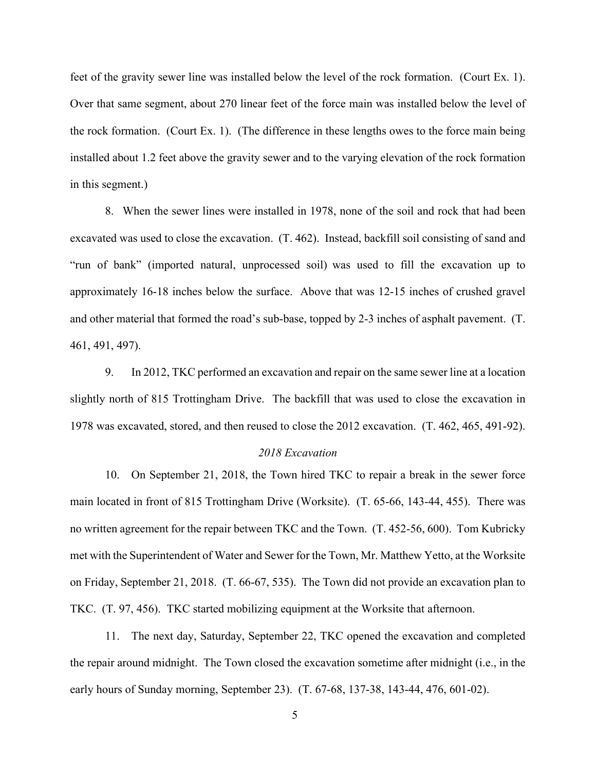feet of the gravity sewer line was installed below the level of the rock formation. (Court Ex. 1). Over that same segment, about 270 linear feet of the force main was installed below the level of the rock formation. (Court Ex. 1). (The difference in these lengths owes to the force main being installed about 1.2 feet above the gravity sewer and to the varying elevation of the rock formation in this segment.)

8. When the sewer lines were installed in 1978, none of the soil and rock that had been excavated was used to close the excavation. (T. 462). Instead, backfill soil consisting of sand and "run of bank" (imported natural, unprocessed soil) was used to fill the excavation up to approximately 16-18 inches below the surface. Above that was 12-15 inches of crushed gravel and other material that formed the road's sub-base, topped by 2-3 inches of asphalt pavement. (T. 461, 491, 497).

9. In 2012, TKC performed an excavation and repair on the same sewer line at a location slightly north of 815 Trottingham Drive. The backfill that was used to close the excavation in 1978 was excavated, stored, and then reused to close the 2012 excavation. (T. 462, 465, 491-92).

*2018 Excavation*

10. On September 21, 2018, the Town hired TKC to repair a break in the sewer force main located in front of 815 Trottingham Drive (Worksite). (T. 65-66, 143-44, 455). There was no written agreement for the repair between TKC and the Town. (T. 452-56, 600). Tom Kubricky met with the Superintendent of Water and Sewer for the Town, Mr. Matthew Yetto, at the Worksite on Friday, September 21, 2018. (T. 66-67, 535). The Town did not provide an excavation plan to TKC. (T. 97, 456). TKC started mobilizing equipment at the Worksite that afternoon.

11. The next day, Saturday, September 22, TKC opened the excavation and completed the repair around midnight. The Town closed the excavation sometime after midnight (i.e., in the early hours of Sunday morning, September 23). (T. 67-68, 137-38, 143-44, 476, 601-02).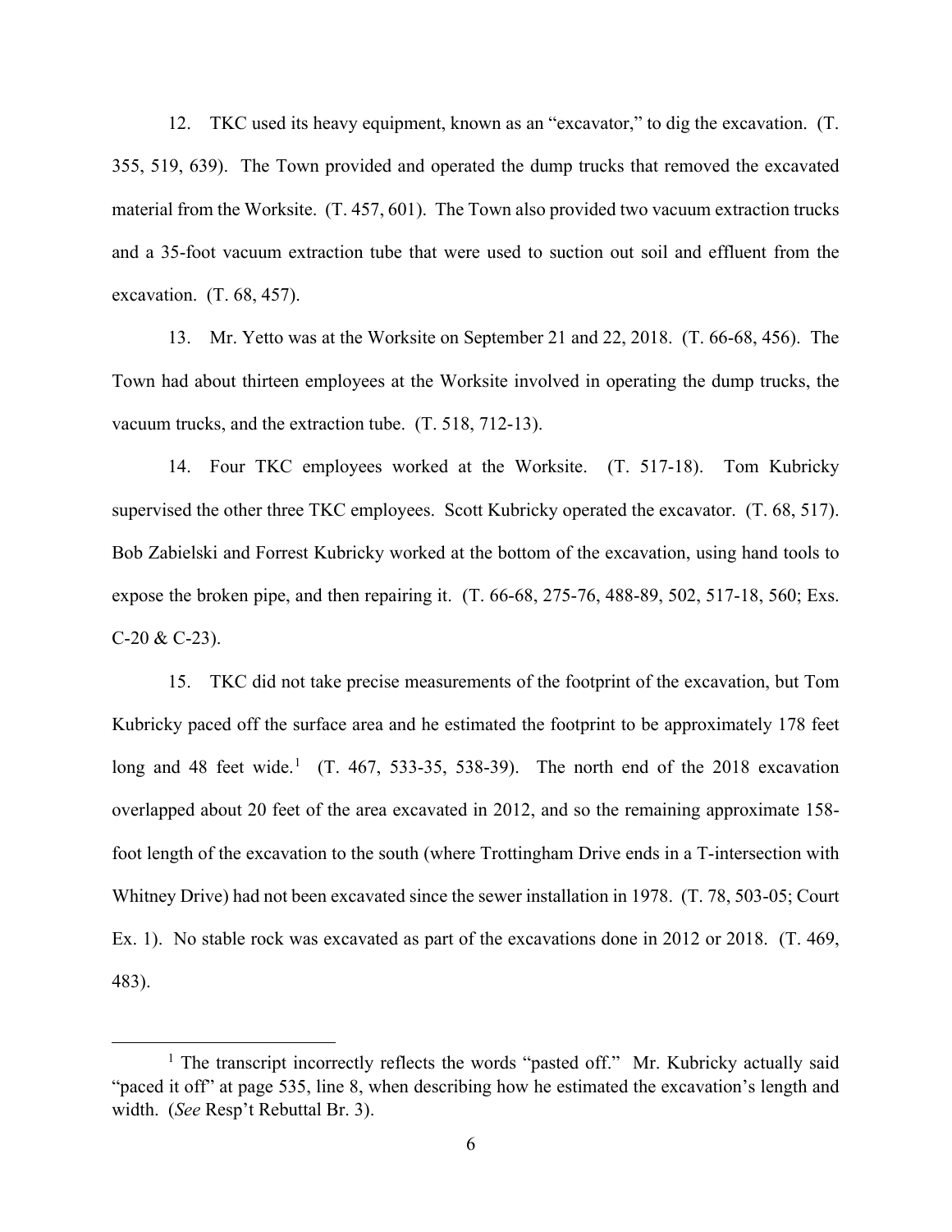12. TKC used its heavy equipment, known as an "excavator," to dig the excavation. (T. 355, 519, 639). The Town provided and operated the dump trucks that removed the excavated material from the Worksite. (T. 457, 601). The Town also provided two vacuum extraction trucks and a 35-foot vacuum extraction tube that were used to suction out soil and effluent from the excavation. (T. 68, 457).

13. Mr. Yetto was at the Worksite on September 21 and 22, 2018. (T. 66-68, 456). The Town had about thirteen employees at the Worksite involved in operating the dump trucks, the vacuum trucks, and the extraction tube. (T. 518, 712-13).

14. Four TKC employees worked at the Worksite. (T. 517-18). Tom Kubricky supervised the other three TKC employees. Scott Kubricky operated the excavator. (T. 68, 517). Bob Zabielski and Forrest Kubricky worked at the bottom of the excavation, using hand tools to expose the broken pipe, and then repairing it. (T. 66-68, 275-76, 488-89, 502, 517-18, 560; Exs. C-20 & C-23).

15. TKC did not take precise measurements of the footprint of the excavation, but Tom Kubricky paced off the surface area and he estimated the footprint to be approximately 178 feet long and 48 feet wide.[1] (T. 467, 533-35, 538-39). The north end of the 2018 excavation overlapped about 20 feet of the area excavated in 2012, and so the remaining approximate 158-foot length of the excavation to the south (where Trottingham Drive ends in a T-intersection with Whitney Drive) had not been excavated since the sewer installation in 1978. (T. 78, 503-05; Court Ex. 1). No stable rock was excavated as part of the excavations done in 2012 or 2018. (T. 469, 483).

---

[1] The transcript incorrectly reflects the words "pasted off." Mr. Kubricky actually said "paced it off" at page 535, line 8, when describing how he estimated the excavation's length and width. (*See* Resp't Rebuttal Br. 3).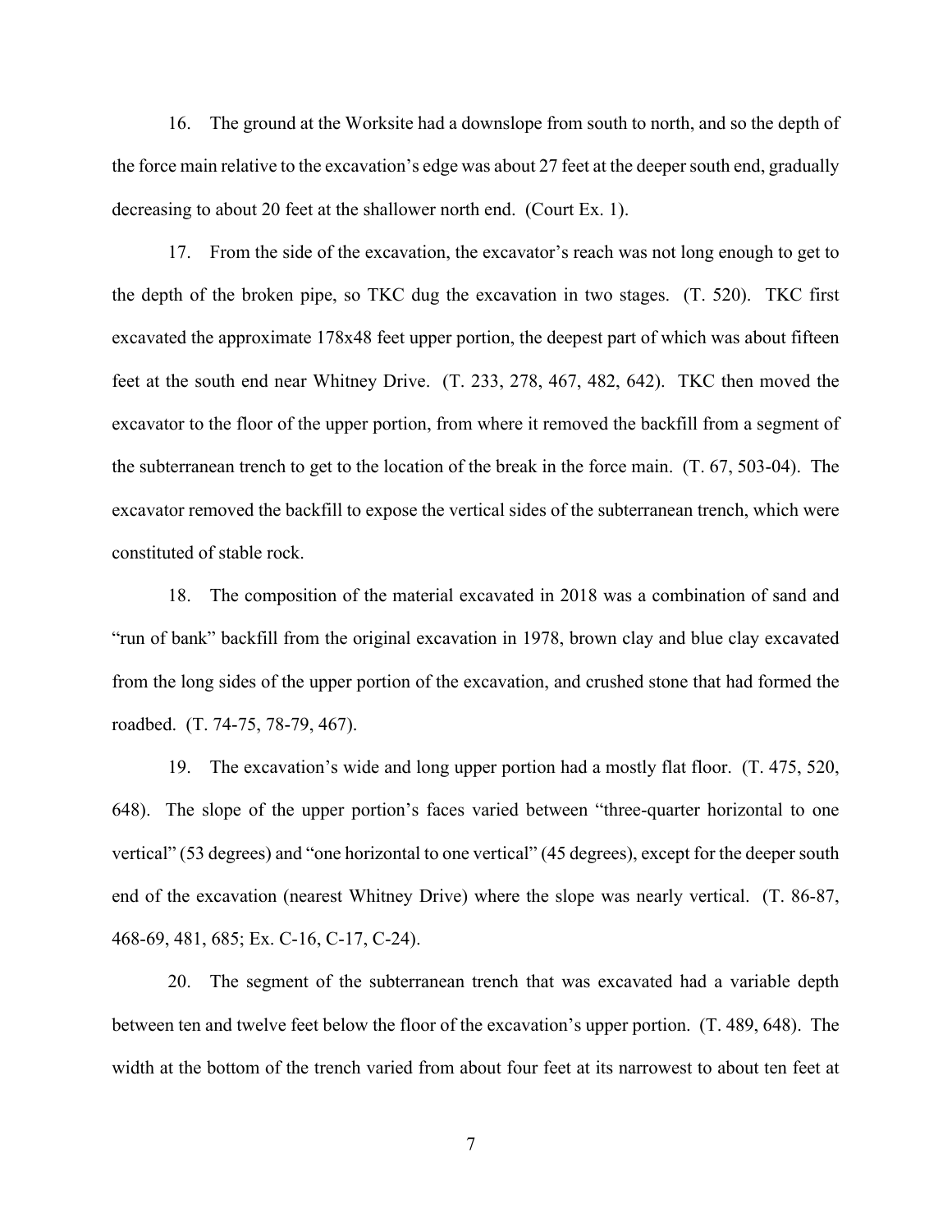16. The ground at the Worksite had a downslope from south to north, and so the depth of the force main relative to the excavation's edge was about 27 feet at the deeper south end, gradually decreasing to about 20 feet at the shallower north end. (Court Ex. 1).

17. From the side of the excavation, the excavator's reach was not long enough to get to the depth of the broken pipe, so TKC dug the excavation in two stages. (T. 520). TKC first excavated the approximate 178x48 feet upper portion, the deepest part of which was about fifteen feet at the south end near Whitney Drive. (T. 233, 278, 467, 482, 642). TKC then moved the excavator to the floor of the upper portion, from where it removed the backfill from a segment of the subterranean trench to get to the location of the break in the force main. (T. 67, 503-04). The excavator removed the backfill to expose the vertical sides of the subterranean trench, which were constituted of stable rock.

18. The composition of the material excavated in 2018 was a combination of sand and "run of bank" backfill from the original excavation in 1978, brown clay and blue clay excavated from the long sides of the upper portion of the excavation, and crushed stone that had formed the roadbed. (T. 74-75, 78-79, 467).

19. The excavation's wide and long upper portion had a mostly flat floor. (T. 475, 520, 648). The slope of the upper portion's faces varied between "three-quarter horizontal to one vertical" (53 degrees) and "one horizontal to one vertical" (45 degrees), except for the deeper south end of the excavation (nearest Whitney Drive) where the slope was nearly vertical. (T. 86-87, 468-69, 481, 685; Ex. C-16, C-17, C-24).

20. The segment of the subterranean trench that was excavated had a variable depth between ten and twelve feet below the floor of the excavation's upper portion. (T. 489, 648). The width at the bottom of the trench varied from about four feet at its narrowest to about ten feet at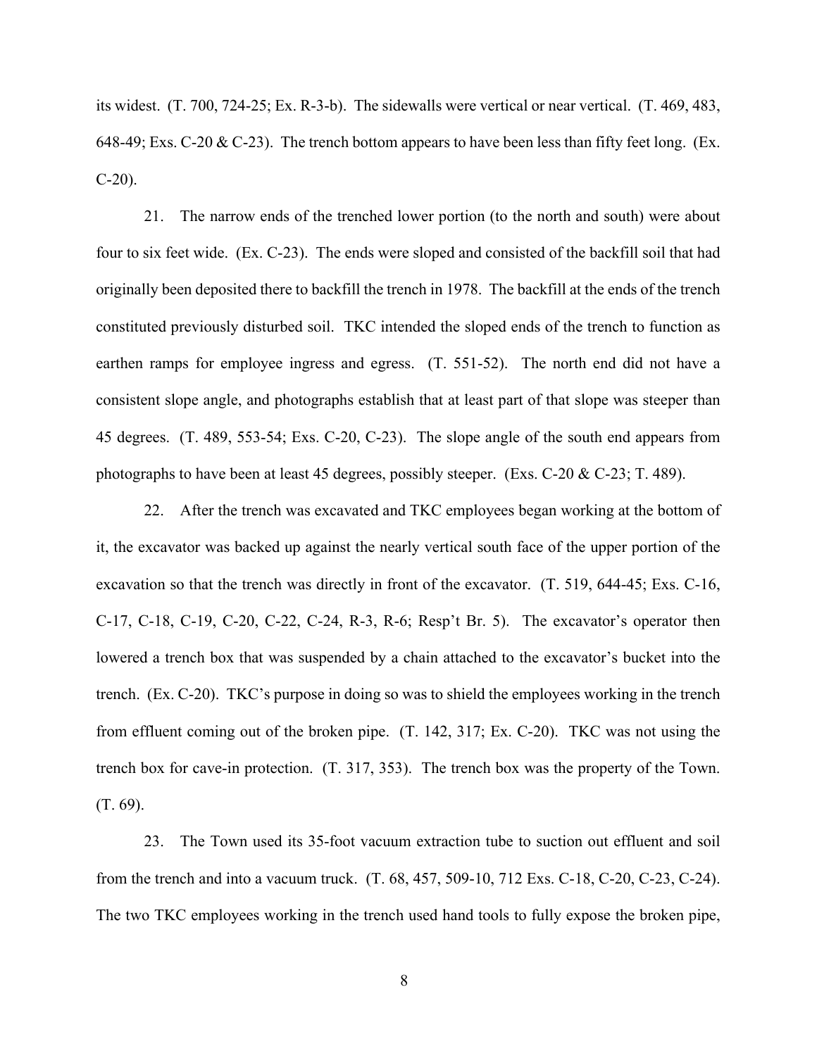its widest. (T. 700, 724-25; Ex. R-3-b). The sidewalls were vertical or near vertical. (T. 469, 483, 648-49; Exs. C-20 & C-23). The trench bottom appears to have been less than fifty feet long. (Ex. C-20).

21. The narrow ends of the trenched lower portion (to the north and south) were about four to six feet wide. (Ex. C-23). The ends were sloped and consisted of the backfill soil that had originally been deposited there to backfill the trench in 1978. The backfill at the ends of the trench constituted previously disturbed soil. TKC intended the sloped ends of the trench to function as earthen ramps for employee ingress and egress. (T. 551-52). The north end did not have a consistent slope angle, and photographs establish that at least part of that slope was steeper than 45 degrees. (T. 489, 553-54; Exs. C-20, C-23). The slope angle of the south end appears from photographs to have been at least 45 degrees, possibly steeper. (Exs. C-20 & C-23; T. 489).

22. After the trench was excavated and TKC employees began working at the bottom of it, the excavator was backed up against the nearly vertical south face of the upper portion of the excavation so that the trench was directly in front of the excavator. (T. 519, 644-45; Exs. C-16, C-17, C-18, C-19, C-20, C-22, C-24, R-3, R-6; Resp't Br. 5). The excavator's operator then lowered a trench box that was suspended by a chain attached to the excavator's bucket into the trench. (Ex. C-20). TKC's purpose in doing so was to shield the employees working in the trench from effluent coming out of the broken pipe. (T. 142, 317; Ex. C-20). TKC was not using the trench box for cave-in protection. (T. 317, 353). The trench box was the property of the Town. (T. 69).

23. The Town used its 35-foot vacuum extraction tube to suction out effluent and soil from the trench and into a vacuum truck. (T. 68, 457, 509-10, 712 Exs. C-18, C-20, C-23, C-24). The two TKC employees working in the trench used hand tools to fully expose the broken pipe,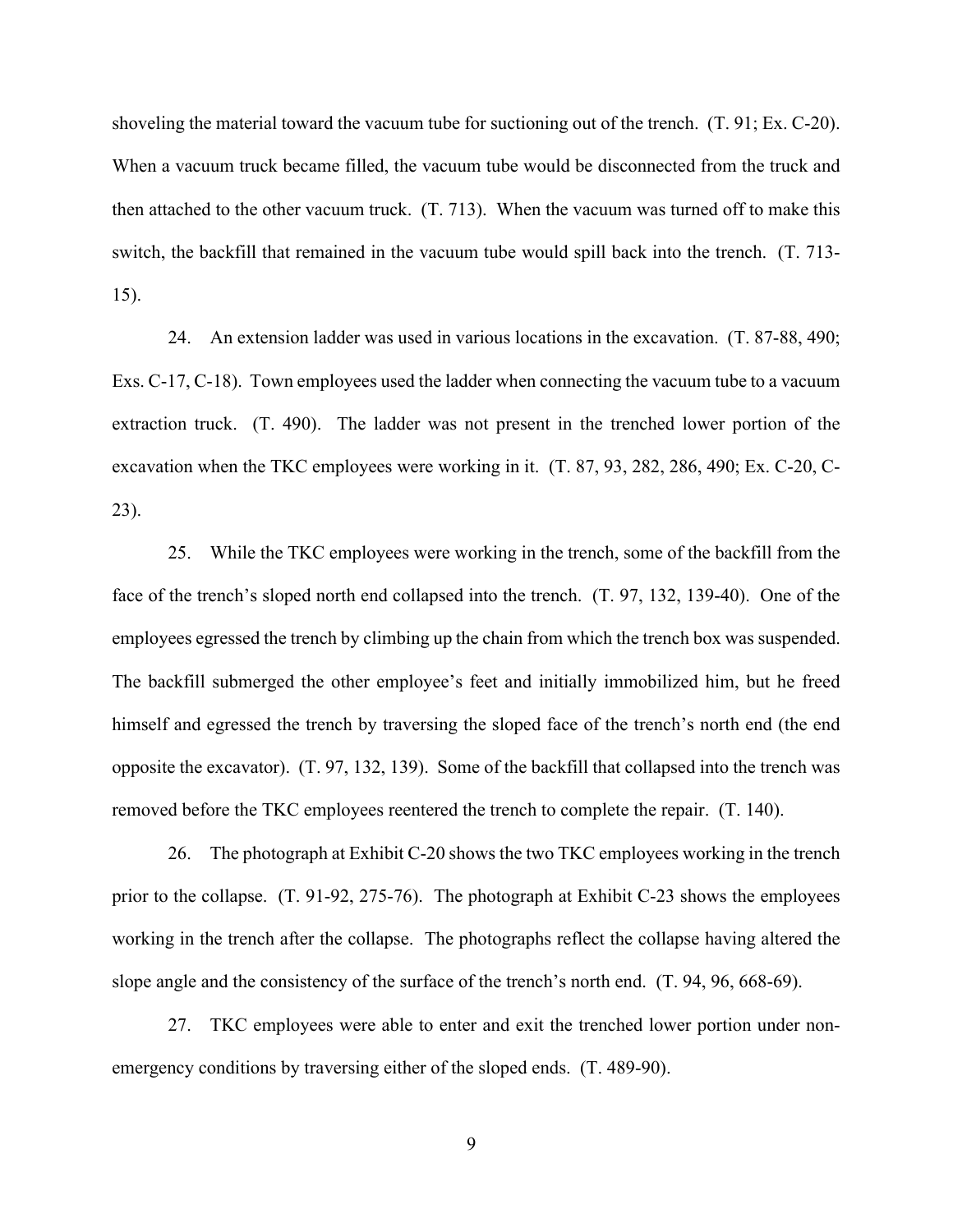shoveling the material toward the vacuum tube for suctioning out of the trench. (T. 91; Ex. C-20). When a vacuum truck became filled, the vacuum tube would be disconnected from the truck and then attached to the other vacuum truck. (T. 713). When the vacuum was turned off to make this switch, the backfill that remained in the vacuum tube would spill back into the trench. (T. 713-15).

24. An extension ladder was used in various locations in the excavation. (T. 87-88, 490; Exs. C-17, C-18). Town employees used the ladder when connecting the vacuum tube to a vacuum extraction truck. (T. 490). The ladder was not present in the trenched lower portion of the excavation when the TKC employees were working in it. (T. 87, 93, 282, 286, 490; Ex. C-20, C-23).

25. While the TKC employees were working in the trench, some of the backfill from the face of the trench's sloped north end collapsed into the trench. (T. 97, 132, 139-40). One of the employees egressed the trench by climbing up the chain from which the trench box was suspended. The backfill submerged the other employee's feet and initially immobilized him, but he freed himself and egressed the trench by traversing the sloped face of the trench's north end (the end opposite the excavator). (T. 97, 132, 139). Some of the backfill that collapsed into the trench was removed before the TKC employees reentered the trench to complete the repair. (T. 140).

26. The photograph at Exhibit C-20 shows the two TKC employees working in the trench prior to the collapse. (T. 91-92, 275-76). The photograph at Exhibit C-23 shows the employees working in the trench after the collapse. The photographs reflect the collapse having altered the slope angle and the consistency of the surface of the trench's north end. (T. 94, 96, 668-69).

27. TKC employees were able to enter and exit the trenched lower portion under non-emergency conditions by traversing either of the sloped ends. (T. 489-90).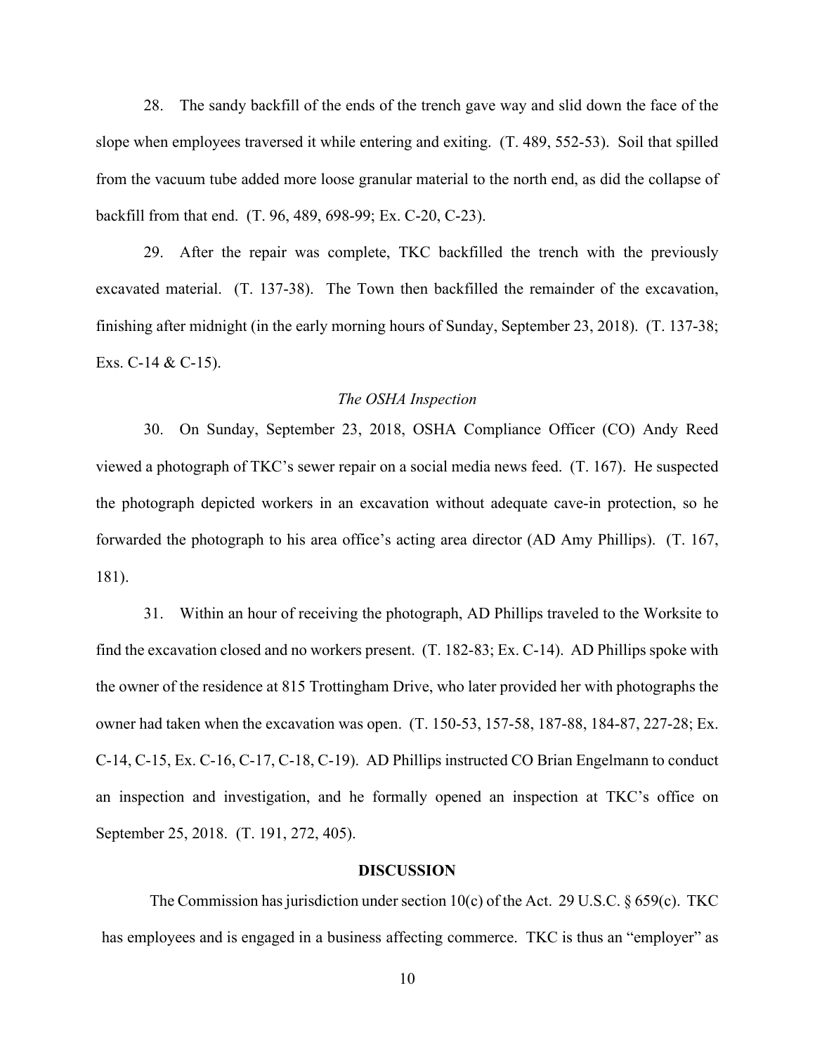28. The sandy backfill of the ends of the trench gave way and slid down the face of the slope when employees traversed it while entering and exiting. (T. 489, 552-53). Soil that spilled from the vacuum tube added more loose granular material to the north end, as did the collapse of backfill from that end. (T. 96, 489, 698-99; Ex. C-20, C-23).

29. After the repair was complete, TKC backfilled the trench with the previously excavated material. (T. 137-38). The Town then backfilled the remainder of the excavation, finishing after midnight (in the early morning hours of Sunday, September 23, 2018). (T. 137-38; Exs. C-14 & C-15).

*The OSHA Inspection*

30. On Sunday, September 23, 2018, OSHA Compliance Officer (CO) Andy Reed viewed a photograph of TKC's sewer repair on a social media news feed. (T. 167). He suspected the photograph depicted workers in an excavation without adequate cave-in protection, so he forwarded the photograph to his area office's acting area director (AD Amy Phillips). (T. 167, 181).

31. Within an hour of receiving the photograph, AD Phillips traveled to the Worksite to find the excavation closed and no workers present. (T. 182-83; Ex. C-14). AD Phillips spoke with the owner of the residence at 815 Trottingham Drive, who later provided her with photographs the owner had taken when the excavation was open. (T. 150-53, 157-58, 187-88, 184-87, 227-28; Ex. C-14, C-15, Ex. C-16, C-17, C-18, C-19). AD Phillips instructed CO Brian Engelmann to conduct an inspection and investigation, and he formally opened an inspection at TKC's office on September 25, 2018. (T. 191, 272, 405).

## DISCUSSION

The Commission has jurisdiction under section 10(c) of the Act. 29 U.S.C. § 659(c). TKC has employees and is engaged in a business affecting commerce. TKC is thus an "employer" as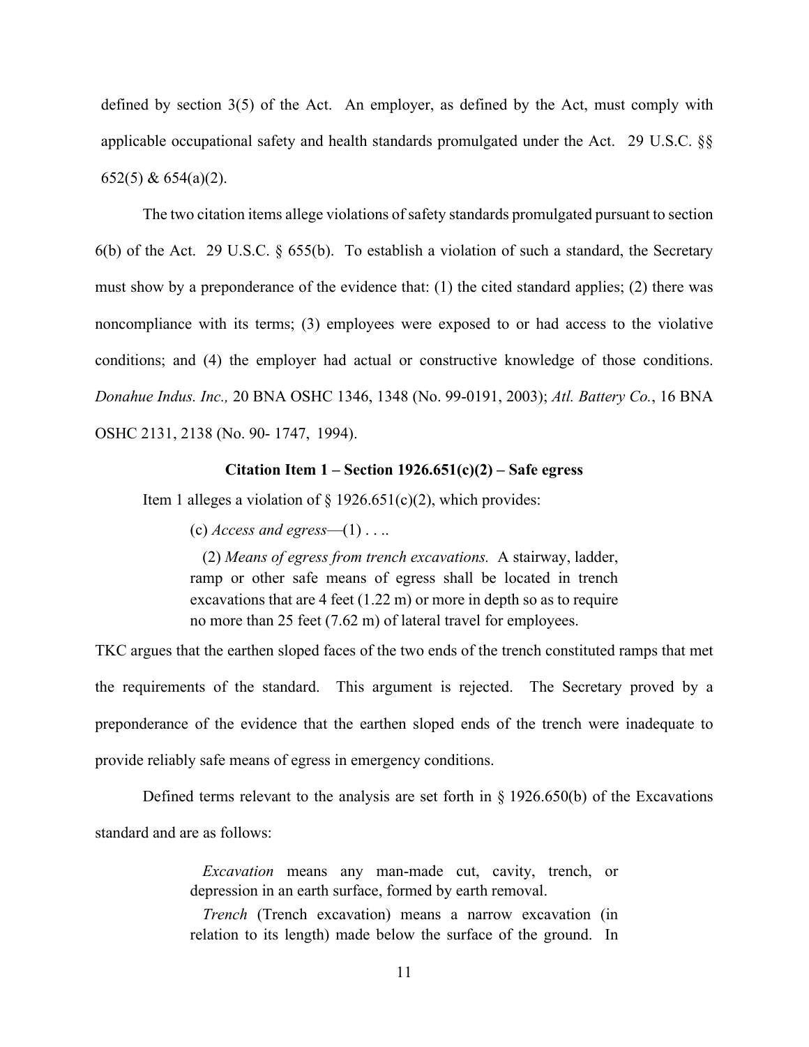defined by section 3(5) of the Act. An employer, as defined by the Act, must comply with applicable occupational safety and health standards promulgated under the Act. 29 U.S.C. §§ 652(5) & 654(a)(2).

The two citation items allege violations of safety standards promulgated pursuant to section 6(b) of the Act. 29 U.S.C. § 655(b). To establish a violation of such a standard, the Secretary must show by a preponderance of the evidence that: (1) the cited standard applies; (2) there was noncompliance with its terms; (3) employees were exposed to or had access to the violative conditions; and (4) the employer had actual or constructive knowledge of those conditions. *Donahue Indus. Inc.,* 20 BNA OSHC 1346, 1348 (No. 99-0191, 2003); *Atl. Battery Co.*, 16 BNA OSHC 2131, 2138 (No. 90- 1747, 1994).

**Citation Item 1 – Section 1926.651(c)(2) – Safe egress**

Item 1 alleges a violation of § 1926.651(c)(2), which provides:

> (c) *Access and egress*—(1) . . ..
>
> (2) *Means of egress from trench excavations.* A stairway, ladder, ramp or other safe means of egress shall be located in trench excavations that are 4 feet (1.22 m) or more in depth so as to require no more than 25 feet (7.62 m) of lateral travel for employees.

TKC argues that the earthen sloped faces of the two ends of the trench constituted ramps that met the requirements of the standard. This argument is rejected. The Secretary proved by a preponderance of the evidence that the earthen sloped ends of the trench were inadequate to provide reliably safe means of egress in emergency conditions.

Defined terms relevant to the analysis are set forth in § 1926.650(b) of the Excavations standard and are as follows:

> *Excavation* means any man-made cut, cavity, trench, or depression in an earth surface, formed by earth removal.
>
> *Trench* (Trench excavation) means a narrow excavation (in relation to its length) made below the surface of the ground. In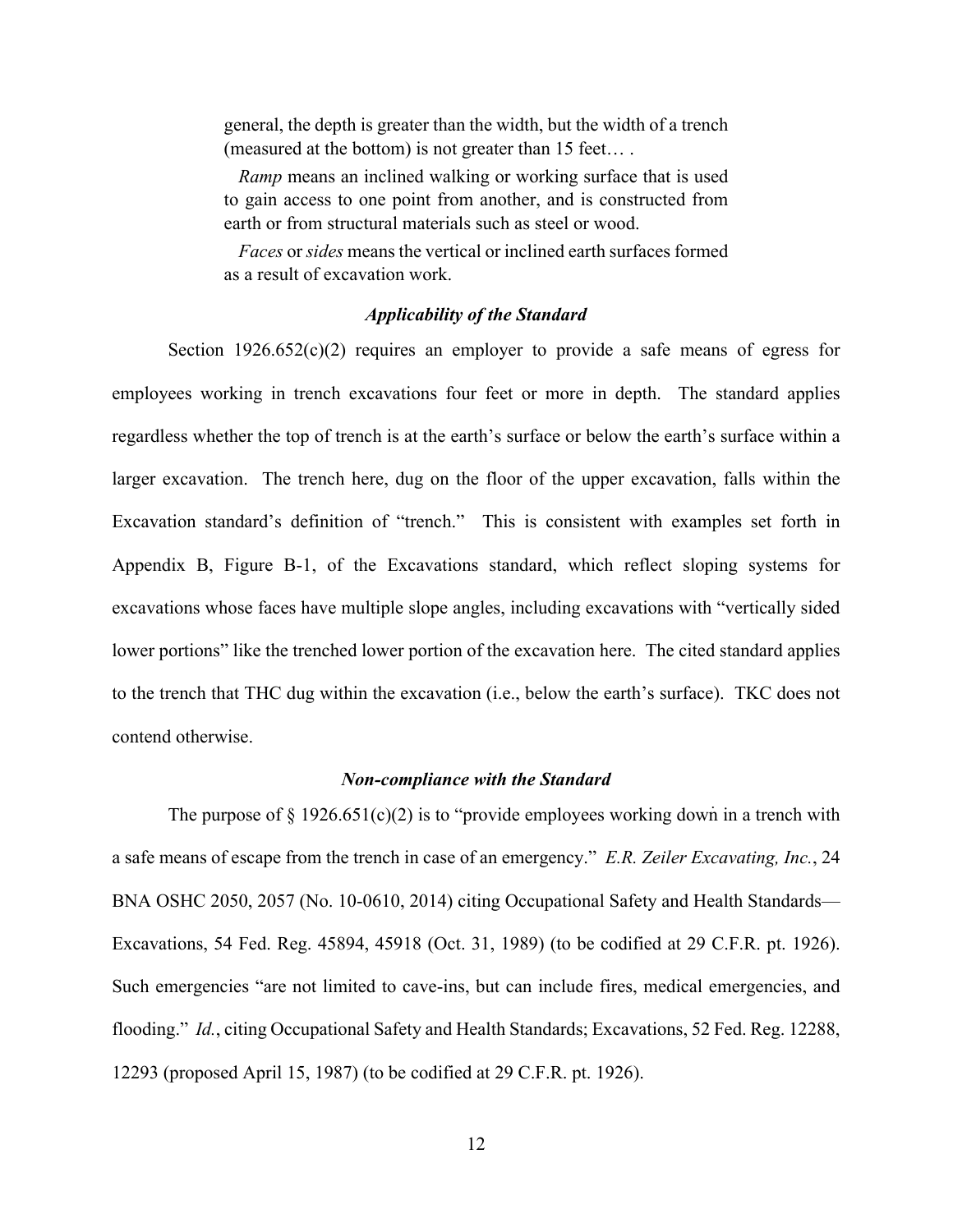general, the depth is greater than the width, but the width of a trench (measured at the bottom) is not greater than 15 feet… .

*Ramp* means an inclined walking or working surface that is used to gain access to one point from another, and is constructed from earth or from structural materials such as steel or wood.

*Faces* or *sides* means the vertical or inclined earth surfaces formed as a result of excavation work.

### *Applicability of the Standard*

Section 1926.652(c)(2) requires an employer to provide a safe means of egress for employees working in trench excavations four feet or more in depth. The standard applies regardless whether the top of trench is at the earth's surface or below the earth's surface within a larger excavation. The trench here, dug on the floor of the upper excavation, falls within the Excavation standard's definition of "trench." This is consistent with examples set forth in Appendix B, Figure B-1, of the Excavations standard, which reflect sloping systems for excavations whose faces have multiple slope angles, including excavations with "vertically sided lower portions" like the trenched lower portion of the excavation here. The cited standard applies to the trench that THC dug within the excavation (i.e., below the earth's surface). TKC does not contend otherwise.

### *Non-compliance with the Standard*

The purpose of § 1926.651(c)(2) is to "provide employees working down in a trench with a safe means of escape from the trench in case of an emergency." *E.R. Zeiler Excavating, Inc.*, 24 BNA OSHC 2050, 2057 (No. 10-0610, 2014) citing Occupational Safety and Health Standards—Excavations, 54 Fed. Reg. 45894, 45918 (Oct. 31, 1989) (to be codified at 29 C.F.R. pt. 1926). Such emergencies "are not limited to cave-ins, but can include fires, medical emergencies, and flooding." *Id.*, citing Occupational Safety and Health Standards; Excavations, 52 Fed. Reg. 12288, 12293 (proposed April 15, 1987) (to be codified at 29 C.F.R. pt. 1926).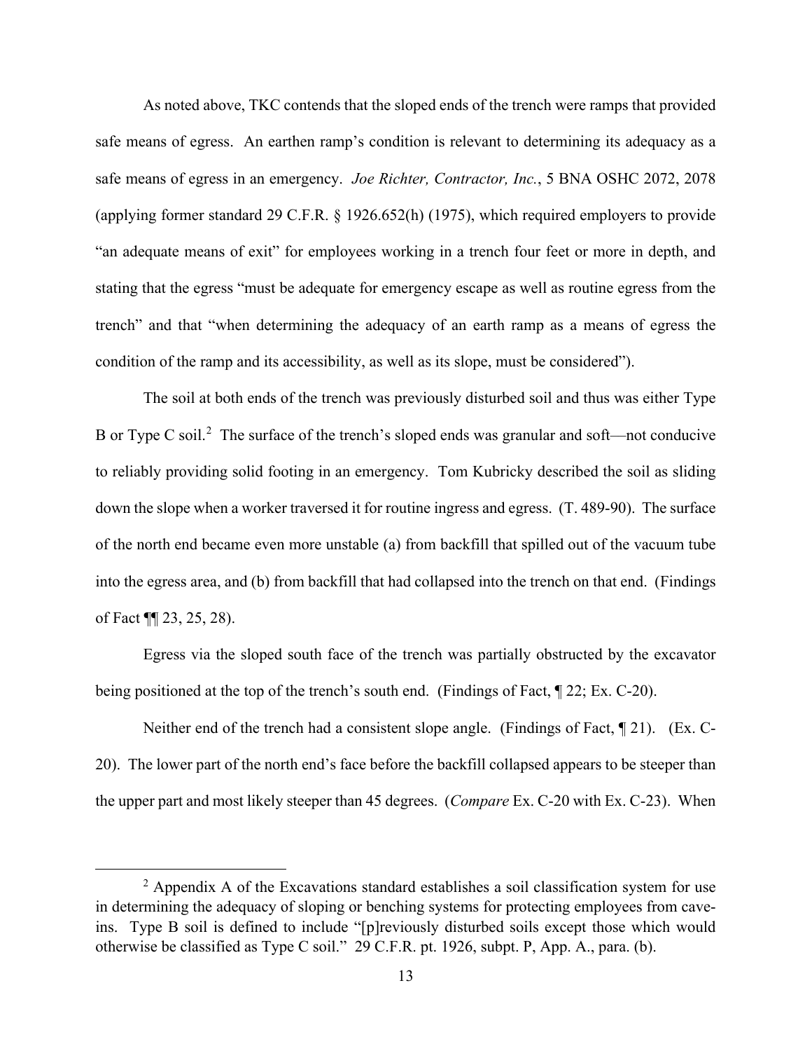As noted above, TKC contends that the sloped ends of the trench were ramps that provided safe means of egress. An earthen ramp's condition is relevant to determining its adequacy as a safe means of egress in an emergency. *Joe Richter, Contractor, Inc.*, 5 BNA OSHC 2072, 2078 (applying former standard 29 C.F.R. § 1926.652(h) (1975), which required employers to provide "an adequate means of exit" for employees working in a trench four feet or more in depth, and stating that the egress "must be adequate for emergency escape as well as routine egress from the trench" and that "when determining the adequacy of an earth ramp as a means of egress the condition of the ramp and its accessibility, as well as its slope, must be considered").

The soil at both ends of the trench was previously disturbed soil and thus was either Type B or Type C soil.[2] The surface of the trench's sloped ends was granular and soft—not conducive to reliably providing solid footing in an emergency. Tom Kubricky described the soil as sliding down the slope when a worker traversed it for routine ingress and egress. (T. 489-90). The surface of the north end became even more unstable (a) from backfill that spilled out of the vacuum tube into the egress area, and (b) from backfill that had collapsed into the trench on that end. (Findings of Fact ¶¶ 23, 25, 28).

Egress via the sloped south face of the trench was partially obstructed by the excavator being positioned at the top of the trench's south end. (Findings of Fact, ¶ 22; Ex. C-20).

Neither end of the trench had a consistent slope angle. (Findings of Fact, ¶ 21). (Ex. C-20). The lower part of the north end's face before the backfill collapsed appears to be steeper than the upper part and most likely steeper than 45 degrees. (*Compare* Ex. C-20 with Ex. C-23). When

[2] Appendix A of the Excavations standard establishes a soil classification system for use in determining the adequacy of sloping or benching systems for protecting employees from cave-ins. Type B soil is defined to include "[p]reviously disturbed soils except those which would otherwise be classified as Type C soil." 29 C.F.R. pt. 1926, subpt. P, App. A., para. (b).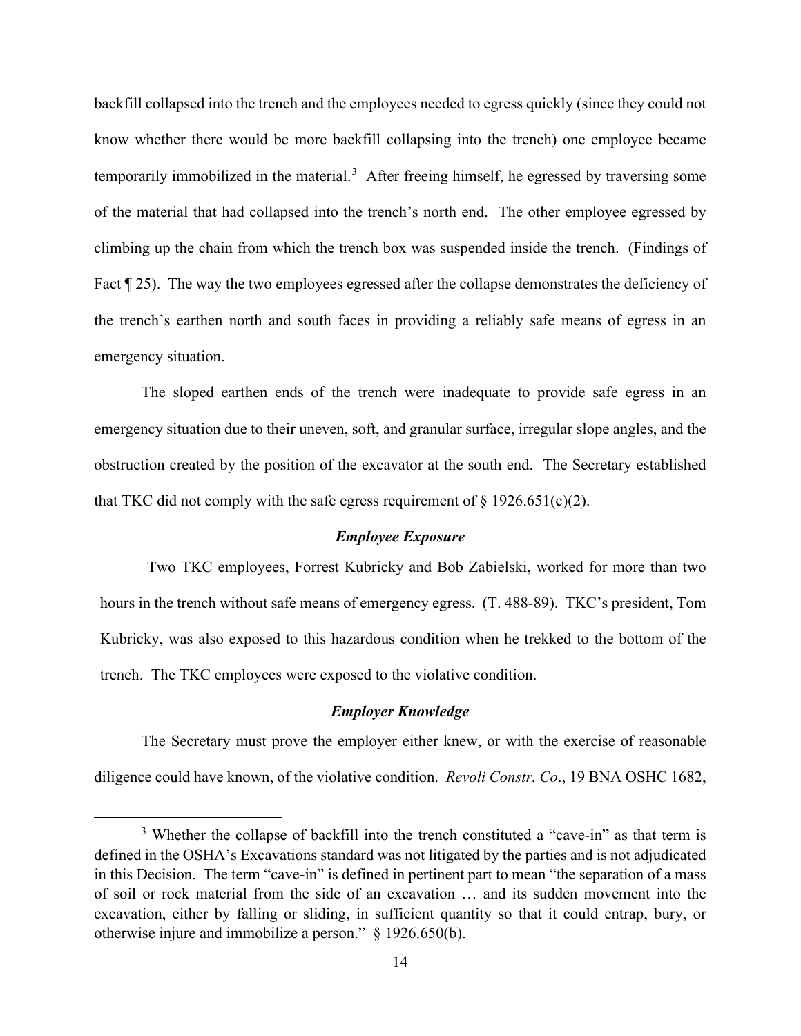backfill collapsed into the trench and the employees needed to egress quickly (since they could not know whether there would be more backfill collapsing into the trench) one employee became temporarily immobilized in the material.[3] After freeing himself, he egressed by traversing some of the material that had collapsed into the trench's north end. The other employee egressed by climbing up the chain from which the trench box was suspended inside the trench. (Findings of Fact ¶ 25). The way the two employees egressed after the collapse demonstrates the deficiency of the trench's earthen north and south faces in providing a reliably safe means of egress in an emergency situation.

The sloped earthen ends of the trench were inadequate to provide safe egress in an emergency situation due to their uneven, soft, and granular surface, irregular slope angles, and the obstruction created by the position of the excavator at the south end. The Secretary established that TKC did not comply with the safe egress requirement of § 1926.651(c)(2).

### *Employee Exposure*

Two TKC employees, Forrest Kubricky and Bob Zabielski, worked for more than two hours in the trench without safe means of emergency egress. (T. 488-89). TKC's president, Tom Kubricky, was also exposed to this hazardous condition when he trekked to the bottom of the trench. The TKC employees were exposed to the violative condition.

### *Employer Knowledge*

The Secretary must prove the employer either knew, or with the exercise of reasonable diligence could have known, of the violative condition. *Revoli Constr. Co*., 19 BNA OSHC 1682,

---

[3] Whether the collapse of backfill into the trench constituted a "cave-in" as that term is defined in the OSHA's Excavations standard was not litigated by the parties and is not adjudicated in this Decision. The term "cave-in" is defined in pertinent part to mean "the separation of a mass of soil or rock material from the side of an excavation … and its sudden movement into the excavation, either by falling or sliding, in sufficient quantity so that it could entrap, bury, or otherwise injure and immobilize a person." § 1926.650(b).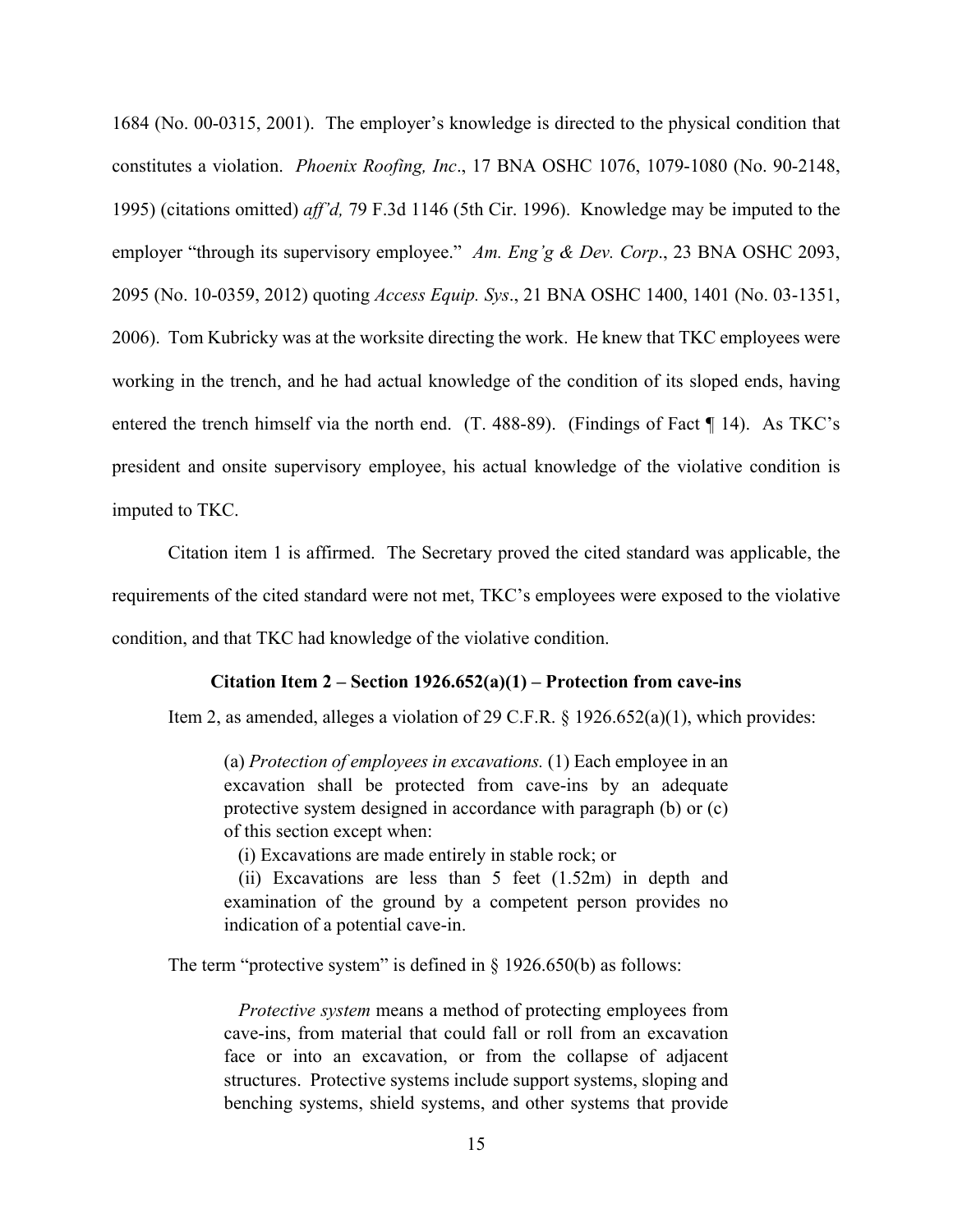1684 (No. 00-0315, 2001). The employer's knowledge is directed to the physical condition that constitutes a violation. *Phoenix Roofing, Inc*., 17 BNA OSHC 1076, 1079-1080 (No. 90-2148, 1995) (citations omitted) *aff'd,* 79 F.3d 1146 (5th Cir. 1996). Knowledge may be imputed to the employer "through its supervisory employee." *Am. Eng'g & Dev. Corp*., 23 BNA OSHC 2093, 2095 (No. 10-0359, 2012) quoting *Access Equip. Sys*., 21 BNA OSHC 1400, 1401 (No. 03-1351, 2006). Tom Kubricky was at the worksite directing the work. He knew that TKC employees were working in the trench, and he had actual knowledge of the condition of its sloped ends, having entered the trench himself via the north end. (T. 488-89). (Findings of Fact ¶ 14). As TKC's president and onsite supervisory employee, his actual knowledge of the violative condition is imputed to TKC.

Citation item 1 is affirmed. The Secretary proved the cited standard was applicable, the requirements of the cited standard were not met, TKC's employees were exposed to the violative condition, and that TKC had knowledge of the violative condition.

### Citation Item 2 – Section 1926.652(a)(1) – Protection from cave-ins

Item 2, as amended, alleges a violation of 29 C.F.R. § 1926.652(a)(1), which provides:

> (a) *Protection of employees in excavations.* (1) Each employee in an excavation shall be protected from cave-ins by an adequate protective system designed in accordance with paragraph (b) or (c) of this section except when:
>
> (i) Excavations are made entirely in stable rock; or
>
> (ii) Excavations are less than 5 feet (1.52m) in depth and examination of the ground by a competent person provides no indication of a potential cave-in.

The term "protective system" is defined in § 1926.650(b) as follows:

> *Protective system* means a method of protecting employees from cave-ins, from material that could fall or roll from an excavation face or into an excavation, or from the collapse of adjacent structures. Protective systems include support systems, sloping and benching systems, shield systems, and other systems that provide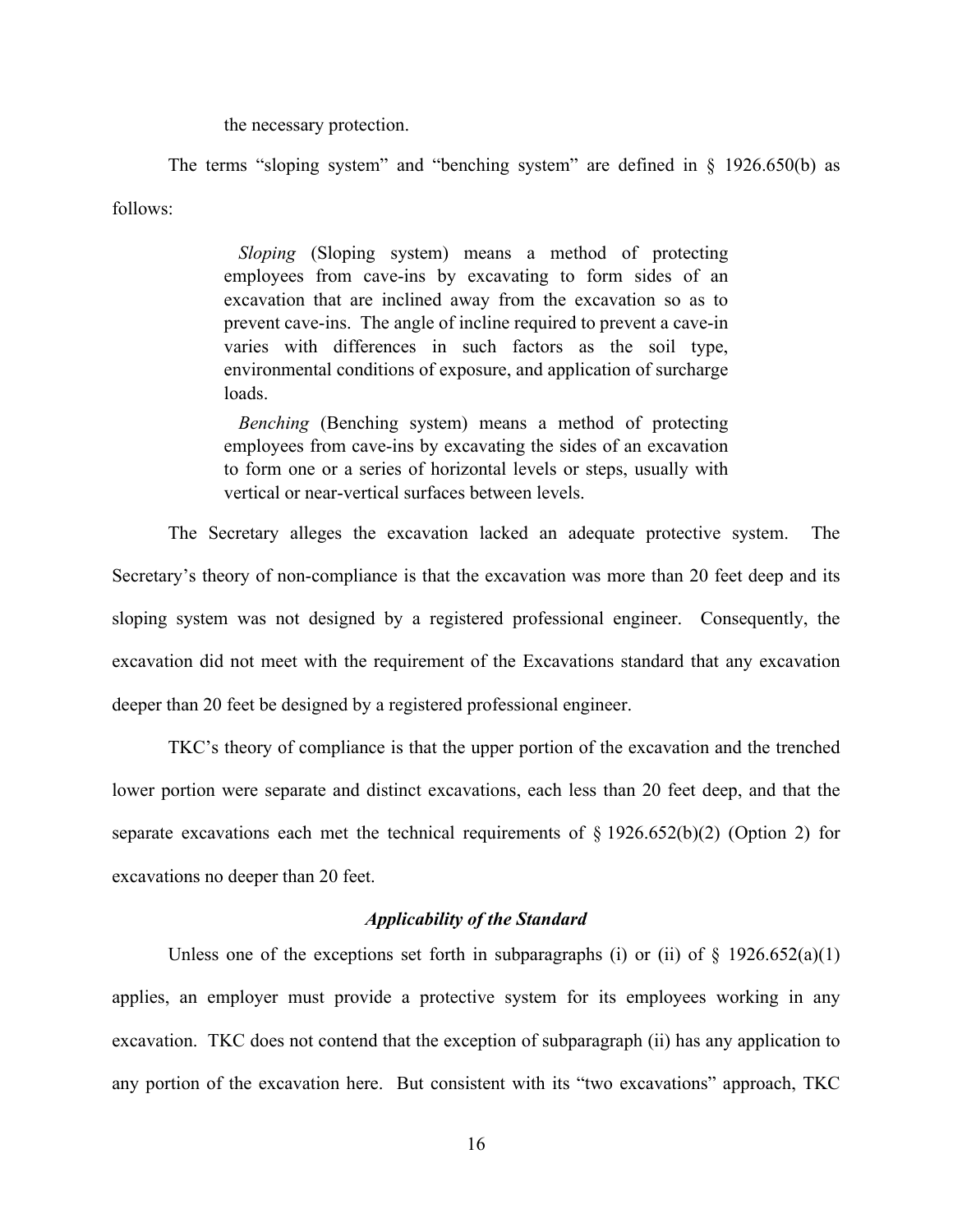the necessary protection.

The terms "sloping system" and "benching system" are defined in § 1926.650(b) as follows:

> *Sloping* (Sloping system) means a method of protecting employees from cave-ins by excavating to form sides of an excavation that are inclined away from the excavation so as to prevent cave-ins. The angle of incline required to prevent a cave-in varies with differences in such factors as the soil type, environmental conditions of exposure, and application of surcharge loads.
>
> *Benching* (Benching system) means a method of protecting employees from cave-ins by excavating the sides of an excavation to form one or a series of horizontal levels or steps, usually with vertical or near-vertical surfaces between levels.

The Secretary alleges the excavation lacked an adequate protective system. The Secretary's theory of non-compliance is that the excavation was more than 20 feet deep and its sloping system was not designed by a registered professional engineer. Consequently, the excavation did not meet with the requirement of the Excavations standard that any excavation deeper than 20 feet be designed by a registered professional engineer.

TKC's theory of compliance is that the upper portion of the excavation and the trenched lower portion were separate and distinct excavations, each less than 20 feet deep, and that the separate excavations each met the technical requirements of § 1926.652(b)(2) (Option 2) for excavations no deeper than 20 feet.

### *Applicability of the Standard*

Unless one of the exceptions set forth in subparagraphs (i) or (ii) of § 1926.652(a)(1) applies, an employer must provide a protective system for its employees working in any excavation. TKC does not contend that the exception of subparagraph (ii) has any application to any portion of the excavation here. But consistent with its "two excavations" approach, TKC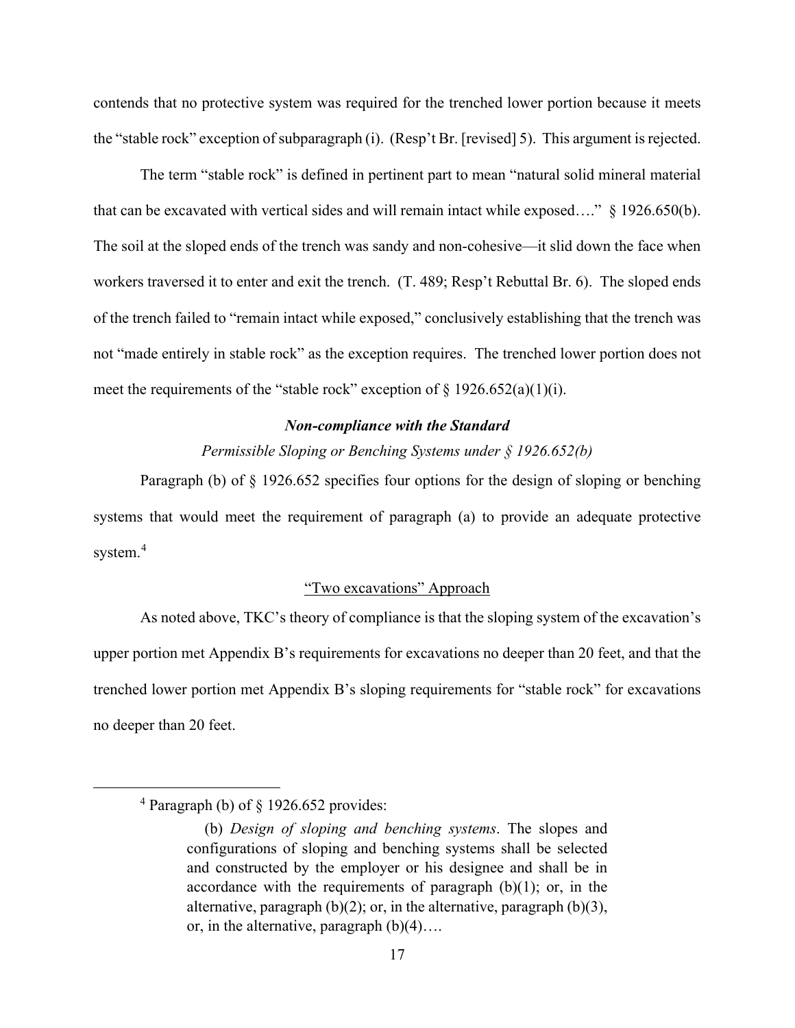contends that no protective system was required for the trenched lower portion because it meets the "stable rock" exception of subparagraph (i). (Resp't Br. [revised] 5). This argument is rejected.

The term "stable rock" is defined in pertinent part to mean "natural solid mineral material that can be excavated with vertical sides and will remain intact while exposed…." § 1926.650(b). The soil at the sloped ends of the trench was sandy and non-cohesive—it slid down the face when workers traversed it to enter and exit the trench. (T. 489; Resp't Rebuttal Br. 6). The sloped ends of the trench failed to "remain intact while exposed," conclusively establishing that the trench was not "made entirely in stable rock" as the exception requires. The trenched lower portion does not meet the requirements of the "stable rock" exception of § 1926.652(a)(1)(i).

***Non-compliance with the Standard***

*Permissible Sloping or Benching Systems under § 1926.652(b)*

Paragraph (b) of § 1926.652 specifies four options for the design of sloping or benching systems that would meet the requirement of paragraph (a) to provide an adequate protective system.[4]

<u>"Two excavations" Approach</u>

As noted above, TKC's theory of compliance is that the sloping system of the excavation's upper portion met Appendix B's requirements for excavations no deeper than 20 feet, and that the trenched lower portion met Appendix B's sloping requirements for "stable rock" for excavations no deeper than 20 feet.

---

[4] Paragraph (b) of § 1926.652 provides:

> (b) *Design of sloping and benching systems*. The slopes and configurations of sloping and benching systems shall be selected and constructed by the employer or his designee and shall be in accordance with the requirements of paragraph (b)(1); or, in the alternative, paragraph (b)(2); or, in the alternative, paragraph (b)(3), or, in the alternative, paragraph (b)(4)….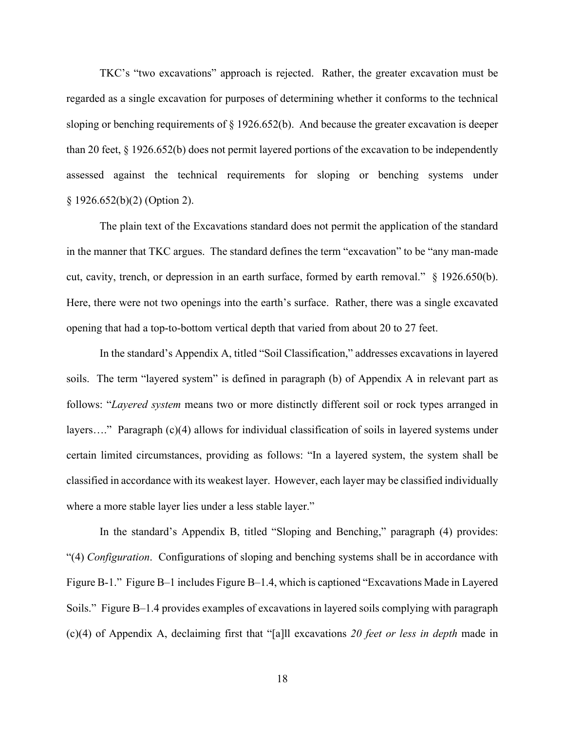TKC's "two excavations" approach is rejected. Rather, the greater excavation must be regarded as a single excavation for purposes of determining whether it conforms to the technical sloping or benching requirements of § 1926.652(b). And because the greater excavation is deeper than 20 feet, § 1926.652(b) does not permit layered portions of the excavation to be independently assessed against the technical requirements for sloping or benching systems under § 1926.652(b)(2) (Option 2).

The plain text of the Excavations standard does not permit the application of the standard in the manner that TKC argues. The standard defines the term "excavation" to be "any man-made cut, cavity, trench, or depression in an earth surface, formed by earth removal." § 1926.650(b). Here, there were not two openings into the earth's surface. Rather, there was a single excavated opening that had a top-to-bottom vertical depth that varied from about 20 to 27 feet.

In the standard's Appendix A, titled "Soil Classification," addresses excavations in layered soils. The term "layered system" is defined in paragraph (b) of Appendix A in relevant part as follows: "*Layered system* means two or more distinctly different soil or rock types arranged in layers…." Paragraph (c)(4) allows for individual classification of soils in layered systems under certain limited circumstances, providing as follows: "In a layered system, the system shall be classified in accordance with its weakest layer. However, each layer may be classified individually where a more stable layer lies under a less stable layer."

In the standard's Appendix B, titled "Sloping and Benching," paragraph (4) provides: "(4) *Configuration*. Configurations of sloping and benching systems shall be in accordance with Figure B-1." Figure B–1 includes Figure B–1.4, which is captioned "Excavations Made in Layered Soils." Figure B–1.4 provides examples of excavations in layered soils complying with paragraph (c)(4) of Appendix A, declaiming first that "[a]ll excavations *20 feet or less in depth* made in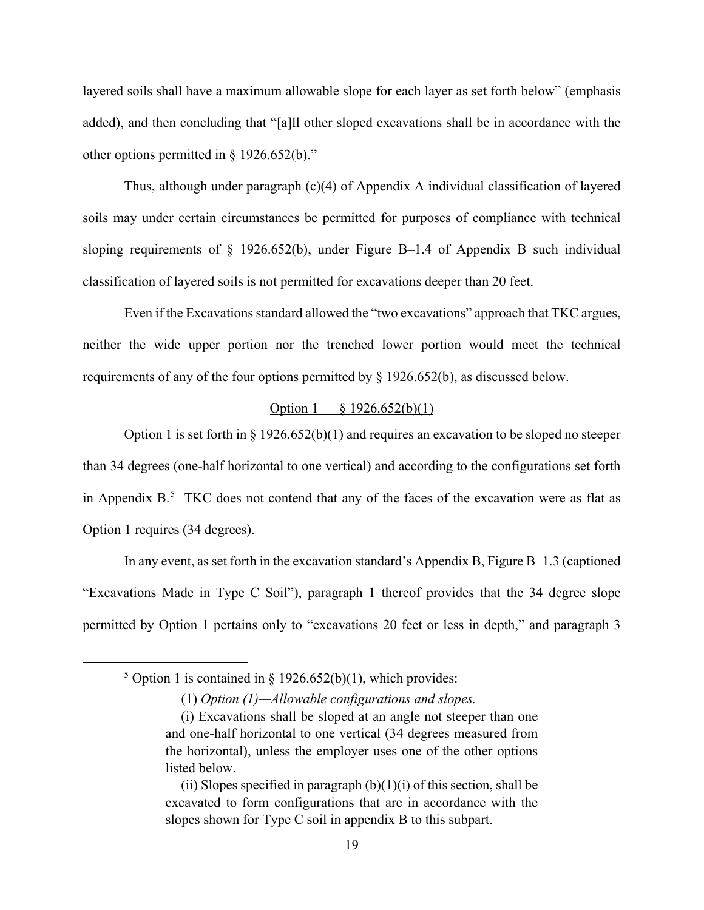layered soils shall have a maximum allowable slope for each layer as set forth below" (emphasis added), and then concluding that "[a]ll other sloped excavations shall be in accordance with the other options permitted in § 1926.652(b)."

Thus, although under paragraph (c)(4) of Appendix A individual classification of layered soils may under certain circumstances be permitted for purposes of compliance with technical sloping requirements of § 1926.652(b), under Figure B–1.4 of Appendix B such individual classification of layered soils is not permitted for excavations deeper than 20 feet.

Even if the Excavations standard allowed the "two excavations" approach that TKC argues, neither the wide upper portion nor the trenched lower portion would meet the technical requirements of any of the four options permitted by § 1926.652(b), as discussed below.

<u>Option 1 — § 1926.652(b)(1)</u>

Option 1 is set forth in § 1926.652(b)(1) and requires an excavation to be sloped no steeper than 34 degrees (one-half horizontal to one vertical) and according to the configurations set forth in Appendix B.[5] TKC does not contend that any of the faces of the excavation were as flat as Option 1 requires (34 degrees).

In any event, as set forth in the excavation standard's Appendix B, Figure B–1.3 (captioned "Excavations Made in Type C Soil"), paragraph 1 thereof provides that the 34 degree slope permitted by Option 1 pertains only to "excavations 20 feet or less in depth," and paragraph 3

---

[5] Option 1 is contained in § 1926.652(b)(1), which provides:

> (1) *Option (1)—Allowable configurations and slopes.*
>
> (i) Excavations shall be sloped at an angle not steeper than one and one-half horizontal to one vertical (34 degrees measured from the horizontal), unless the employer uses one of the other options listed below.
>
> (ii) Slopes specified in paragraph (b)(1)(i) of this section, shall be excavated to form configurations that are in accordance with the slopes shown for Type C soil in appendix B to this subpart.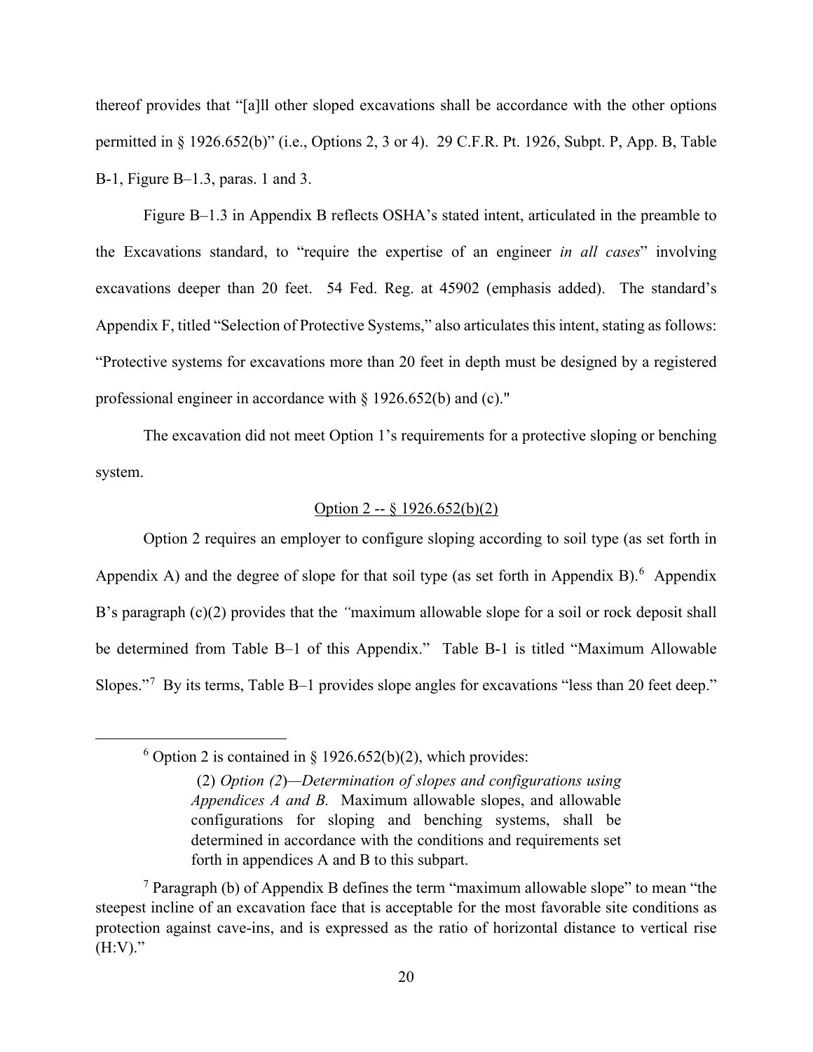thereof provides that "[a]ll other sloped excavations shall be accordance with the other options permitted in § 1926.652(b)" (i.e., Options 2, 3 or 4). 29 C.F.R. Pt. 1926, Subpt. P, App. B, Table B-1, Figure B–1.3, paras. 1 and 3.

Figure B–1.3 in Appendix B reflects OSHA's stated intent, articulated in the preamble to the Excavations standard, to "require the expertise of an engineer *in all cases*" involving excavations deeper than 20 feet. 54 Fed. Reg. at 45902 (emphasis added). The standard's Appendix F, titled "Selection of Protective Systems," also articulates this intent, stating as follows: "Protective systems for excavations more than 20 feet in depth must be designed by a registered professional engineer in accordance with § 1926.652(b) and (c)."

The excavation did not meet Option 1's requirements for a protective sloping or benching system.

<u>Option 2 -- § 1926.652(b)(2)</u>

Option 2 requires an employer to configure sloping according to soil type (as set forth in Appendix A) and the degree of slope for that soil type (as set forth in Appendix B).[6] Appendix B's paragraph (c)(2) provides that the "maximum allowable slope for a soil or rock deposit shall be determined from Table B–1 of this Appendix." Table B-1 is titled "Maximum Allowable Slopes."[7] By its terms, Table B–1 provides slope angles for excavations "less than 20 feet deep."

---

[6] Option 2 is contained in § 1926.652(b)(2), which provides:

> (2) *Option (2)—Determination of slopes and configurations using Appendices A and B.* Maximum allowable slopes, and allowable configurations for sloping and benching systems, shall be determined in accordance with the conditions and requirements set forth in appendices A and B to this subpart.

[7] Paragraph (b) of Appendix B defines the term "maximum allowable slope" to mean "the steepest incline of an excavation face that is acceptable for the most favorable site conditions as protection against cave-ins, and is expressed as the ratio of horizontal distance to vertical rise (H:V)."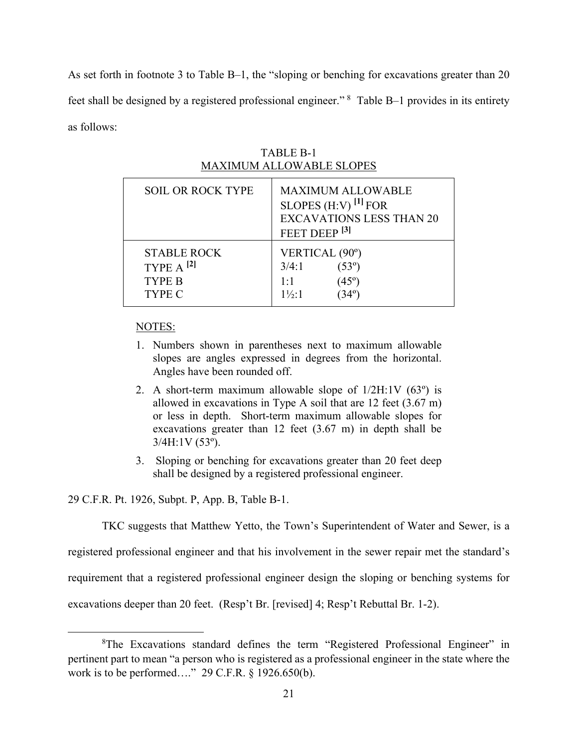As set forth in footnote 3 to Table B–1, the "sloping or benching for excavations greater than 20 feet shall be designed by a registered professional engineer." [8] Table B–1 provides in its entirety as follows:

TABLE B-1
MAXIMUM ALLOWABLE SLOPES

| SOIL OR ROCK TYPE | MAXIMUM ALLOWABLE SLOPES (H:V) [1] FOR EXCAVATIONS LESS THAN 20 FEET DEEP [3] |
|---|---|
| STABLE ROCK | VERTICAL (90º) |
| TYPE A [2] | 3/4:1 (53º) |
| TYPE B | 1:1 (45º) |
| TYPE C | 1½:1 (34º) |

NOTES:

1. Numbers shown in parentheses next to maximum allowable slopes are angles expressed in degrees from the horizontal. Angles have been rounded off.
2. A short-term maximum allowable slope of 1/2H:1V (63º) is allowed in excavations in Type A soil that are 12 feet (3.67 m) or less in depth. Short-term maximum allowable slopes for excavations greater than 12 feet (3.67 m) in depth shall be 3/4H:1V (53º).
3. Sloping or benching for excavations greater than 20 feet deep shall be designed by a registered professional engineer.

29 C.F.R. Pt. 1926, Subpt. P, App. B, Table B-1.

TKC suggests that Matthew Yetto, the Town's Superintendent of Water and Sewer, is a registered professional engineer and that his involvement in the sewer repair met the standard's requirement that a registered professional engineer design the sloping or benching systems for excavations deeper than 20 feet. (Resp't Br. [revised] 4; Resp't Rebuttal Br. 1-2).

[8] The Excavations standard defines the term "Registered Professional Engineer" in pertinent part to mean "a person who is registered as a professional engineer in the state where the work is to be performed…." 29 C.F.R. § 1926.650(b).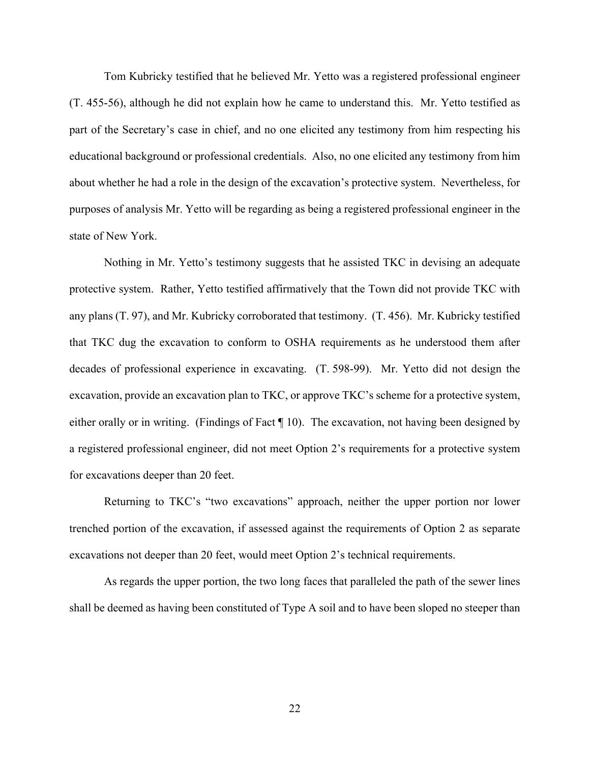Tom Kubricky testified that he believed Mr. Yetto was a registered professional engineer (T. 455-56), although he did not explain how he came to understand this. Mr. Yetto testified as part of the Secretary's case in chief, and no one elicited any testimony from him respecting his educational background or professional credentials. Also, no one elicited any testimony from him about whether he had a role in the design of the excavation's protective system. Nevertheless, for purposes of analysis Mr. Yetto will be regarding as being a registered professional engineer in the state of New York.

Nothing in Mr. Yetto's testimony suggests that he assisted TKC in devising an adequate protective system. Rather, Yetto testified affirmatively that the Town did not provide TKC with any plans (T. 97), and Mr. Kubricky corroborated that testimony. (T. 456). Mr. Kubricky testified that TKC dug the excavation to conform to OSHA requirements as he understood them after decades of professional experience in excavating. (T. 598-99). Mr. Yetto did not design the excavation, provide an excavation plan to TKC, or approve TKC's scheme for a protective system, either orally or in writing. (Findings of Fact ¶ 10). The excavation, not having been designed by a registered professional engineer, did not meet Option 2's requirements for a protective system for excavations deeper than 20 feet.

Returning to TKC's "two excavations" approach, neither the upper portion nor lower trenched portion of the excavation, if assessed against the requirements of Option 2 as separate excavations not deeper than 20 feet, would meet Option 2's technical requirements.

As regards the upper portion, the two long faces that paralleled the path of the sewer lines shall be deemed as having been constituted of Type A soil and to have been sloped no steeper than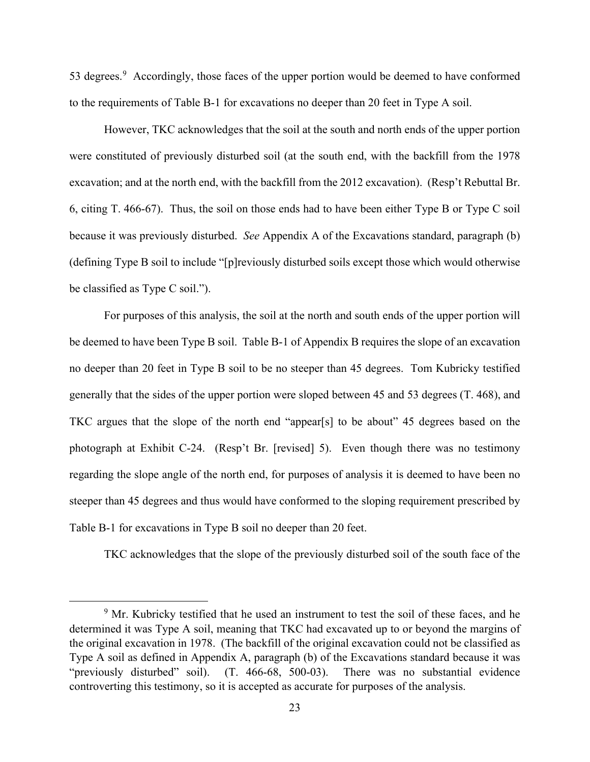53 degrees.[9] Accordingly, those faces of the upper portion would be deemed to have conformed to the requirements of Table B-1 for excavations no deeper than 20 feet in Type A soil.

However, TKC acknowledges that the soil at the south and north ends of the upper portion were constituted of previously disturbed soil (at the south end, with the backfill from the 1978 excavation; and at the north end, with the backfill from the 2012 excavation). (Resp't Rebuttal Br. 6, citing T. 466-67). Thus, the soil on those ends had to have been either Type B or Type C soil because it was previously disturbed. *See* Appendix A of the Excavations standard, paragraph (b) (defining Type B soil to include "[p]reviously disturbed soils except those which would otherwise be classified as Type C soil.").

For purposes of this analysis, the soil at the north and south ends of the upper portion will be deemed to have been Type B soil. Table B-1 of Appendix B requires the slope of an excavation no deeper than 20 feet in Type B soil to be no steeper than 45 degrees. Tom Kubricky testified generally that the sides of the upper portion were sloped between 45 and 53 degrees (T. 468), and TKC argues that the slope of the north end "appear[s] to be about" 45 degrees based on the photograph at Exhibit C-24. (Resp't Br. [revised] 5). Even though there was no testimony regarding the slope angle of the north end, for purposes of analysis it is deemed to have been no steeper than 45 degrees and thus would have conformed to the sloping requirement prescribed by Table B-1 for excavations in Type B soil no deeper than 20 feet.

TKC acknowledges that the slope of the previously disturbed soil of the south face of the

---

[9] Mr. Kubricky testified that he used an instrument to test the soil of these faces, and he determined it was Type A soil, meaning that TKC had excavated up to or beyond the margins of the original excavation in 1978. (The backfill of the original excavation could not be classified as Type A soil as defined in Appendix A, paragraph (b) of the Excavations standard because it was "previously disturbed" soil). (T. 466-68, 500-03). There was no substantial evidence controverting this testimony, so it is accepted as accurate for purposes of the analysis.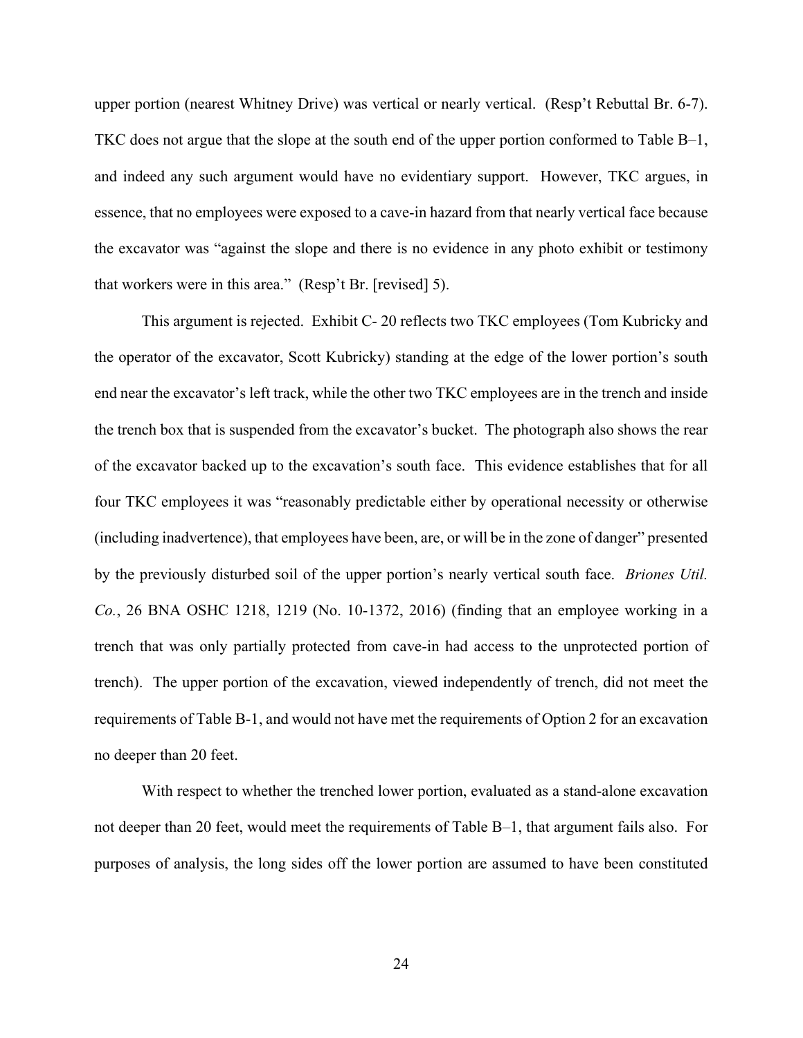upper portion (nearest Whitney Drive) was vertical or nearly vertical. (Resp't Rebuttal Br. 6-7). TKC does not argue that the slope at the south end of the upper portion conformed to Table B–1, and indeed any such argument would have no evidentiary support. However, TKC argues, in essence, that no employees were exposed to a cave-in hazard from that nearly vertical face because the excavator was "against the slope and there is no evidence in any photo exhibit or testimony that workers were in this area." (Resp't Br. [revised] 5).

This argument is rejected. Exhibit C- 20 reflects two TKC employees (Tom Kubricky and the operator of the excavator, Scott Kubricky) standing at the edge of the lower portion's south end near the excavator's left track, while the other two TKC employees are in the trench and inside the trench box that is suspended from the excavator's bucket. The photograph also shows the rear of the excavator backed up to the excavation's south face. This evidence establishes that for all four TKC employees it was "reasonably predictable either by operational necessity or otherwise (including inadvertence), that employees have been, are, or will be in the zone of danger" presented by the previously disturbed soil of the upper portion's nearly vertical south face. *Briones Util. Co.*, 26 BNA OSHC 1218, 1219 (No. 10-1372, 2016) (finding that an employee working in a trench that was only partially protected from cave-in had access to the unprotected portion of trench). The upper portion of the excavation, viewed independently of trench, did not meet the requirements of Table B-1, and would not have met the requirements of Option 2 for an excavation no deeper than 20 feet.

With respect to whether the trenched lower portion, evaluated as a stand-alone excavation not deeper than 20 feet, would meet the requirements of Table B–1, that argument fails also. For purposes of analysis, the long sides off the lower portion are assumed to have been constituted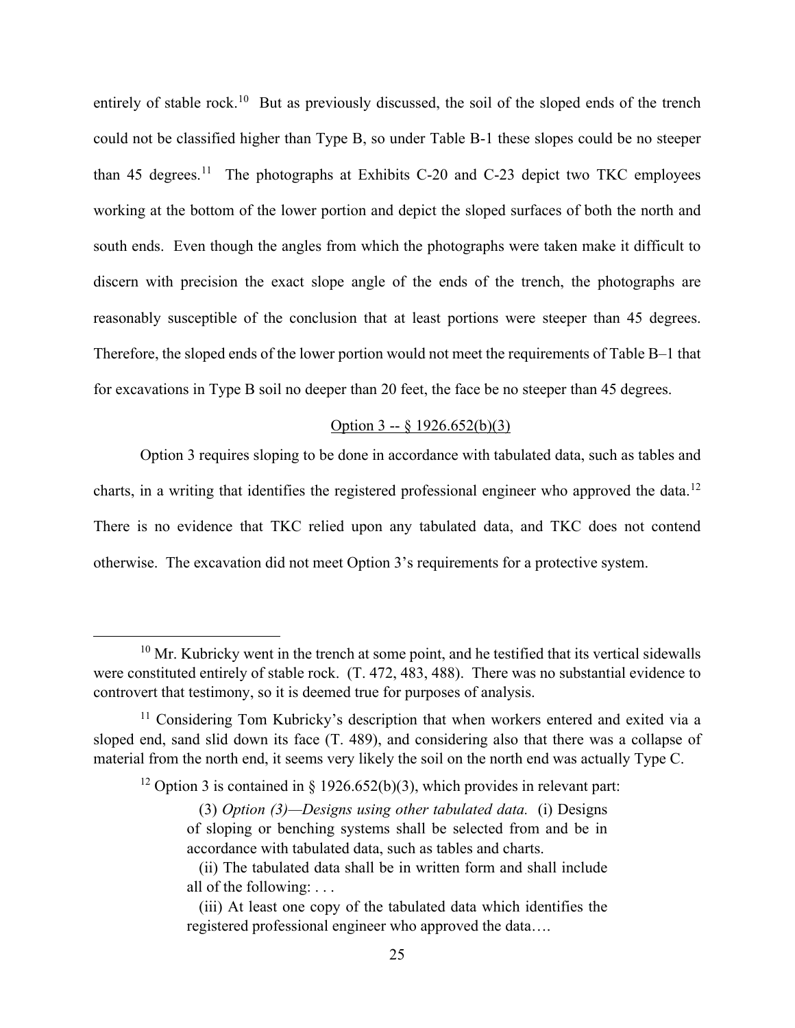entirely of stable rock.[10] But as previously discussed, the soil of the sloped ends of the trench could not be classified higher than Type B, so under Table B-1 these slopes could be no steeper than 45 degrees.[11] The photographs at Exhibits C-20 and C-23 depict two TKC employees working at the bottom of the lower portion and depict the sloped surfaces of both the north and south ends. Even though the angles from which the photographs were taken make it difficult to discern with precision the exact slope angle of the ends of the trench, the photographs are reasonably susceptible of the conclusion that at least portions were steeper than 45 degrees. Therefore, the sloped ends of the lower portion would not meet the requirements of Table B–1 that for excavations in Type B soil no deeper than 20 feet, the face be no steeper than 45 degrees.

<u>Option 3 -- § 1926.652(b)(3)</u>

Option 3 requires sloping to be done in accordance with tabulated data, such as tables and charts, in a writing that identifies the registered professional engineer who approved the data.[12] There is no evidence that TKC relied upon any tabulated data, and TKC does not contend otherwise. The excavation did not meet Option 3's requirements for a protective system.

---

[10] Mr. Kubricky went in the trench at some point, and he testified that its vertical sidewalls were constituted entirely of stable rock. (T. 472, 483, 488). There was no substantial evidence to controvert that testimony, so it is deemed true for purposes of analysis.

[11] Considering Tom Kubricky's description that when workers entered and exited via a sloped end, sand slid down its face (T. 489), and considering also that there was a collapse of material from the north end, it seems very likely the soil on the north end was actually Type C.

[12] Option 3 is contained in § 1926.652(b)(3), which provides in relevant part:

> (3) *Option (3)—Designs using other tabulated data.* (i) Designs of sloping or benching systems shall be selected from and be in accordance with tabulated data, such as tables and charts.
>
> (ii) The tabulated data shall be in written form and shall include all of the following: . . .
>
> (iii) At least one copy of the tabulated data which identifies the registered professional engineer who approved the data….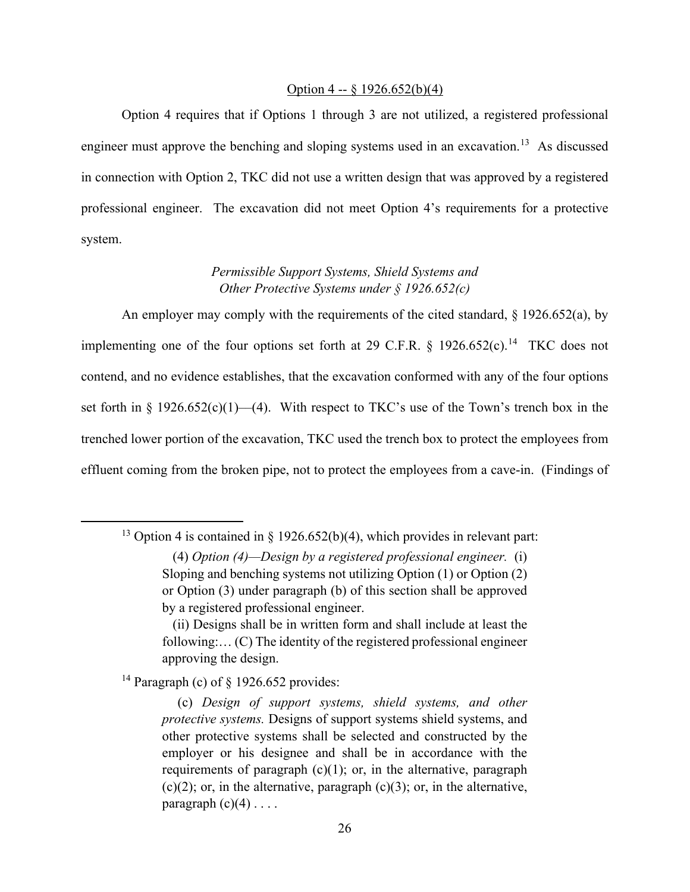Option 4 -- § 1926.652(b)(4)

Option 4 requires that if Options 1 through 3 are not utilized, a registered professional engineer must approve the benching and sloping systems used in an excavation.[13] As discussed in connection with Option 2, TKC did not use a written design that was approved by a registered professional engineer. The excavation did not meet Option 4's requirements for a protective system.

*Permissible Support Systems, Shield Systems and Other Protective Systems under § 1926.652(c)*

An employer may comply with the requirements of the cited standard, § 1926.652(a), by implementing one of the four options set forth at 29 C.F.R. § 1926.652(c).[14] TKC does not contend, and no evidence establishes, that the excavation conformed with any of the four options set forth in § 1926.652(c)(1)—(4). With respect to TKC's use of the Town's trench box in the trenched lower portion of the excavation, TKC used the trench box to protect the employees from effluent coming from the broken pipe, not to protect the employees from a cave-in. (Findings of

---

[13] Option 4 is contained in § 1926.652(b)(4), which provides in relevant part:

> (4) *Option (4)—Design by a registered professional engineer.* (i) Sloping and benching systems not utilizing Option (1) or Option (2) or Option (3) under paragraph (b) of this section shall be approved by a registered professional engineer.
>
> (ii) Designs shall be in written form and shall include at least the following:… (C) The identity of the registered professional engineer approving the design.

[14] Paragraph (c) of § 1926.652 provides:

> (c) *Design of support systems, shield systems, and other protective systems.* Designs of support systems shield systems, and other protective systems shall be selected and constructed by the employer or his designee and shall be in accordance with the requirements of paragraph (c)(1); or, in the alternative, paragraph (c)(2); or, in the alternative, paragraph (c)(3); or, in the alternative, paragraph (c)(4) . . . .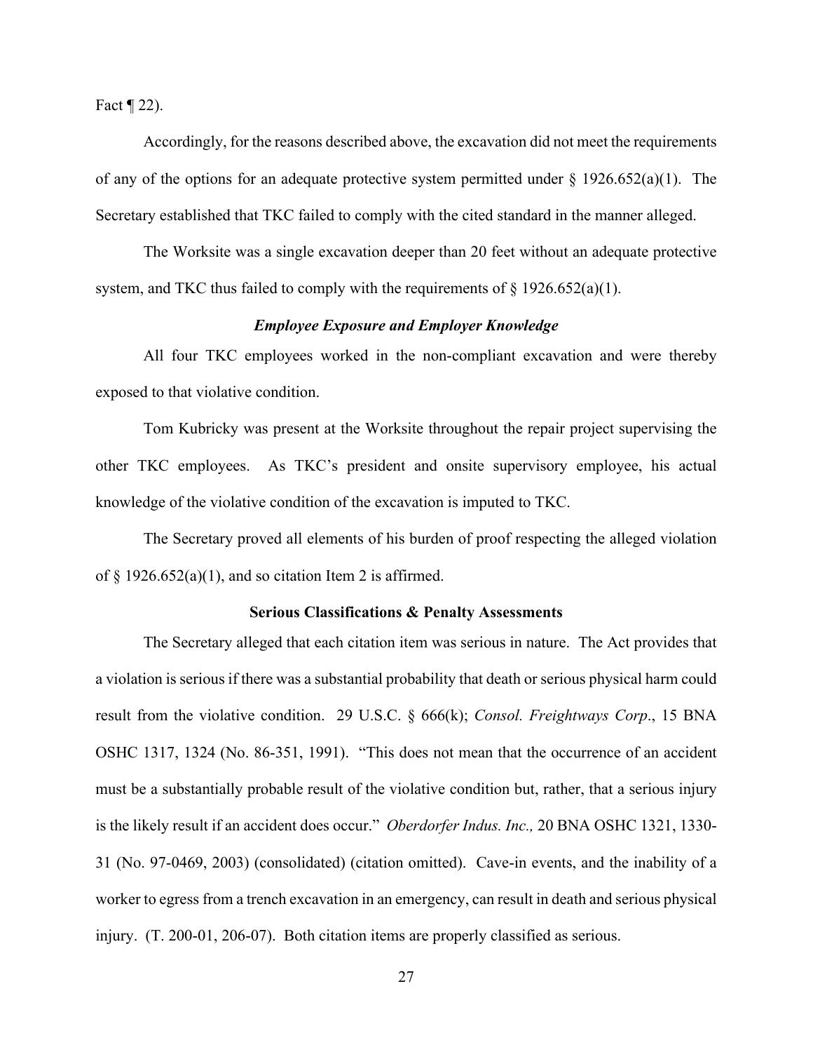Fact ¶ 22).

Accordingly, for the reasons described above, the excavation did not meet the requirements of any of the options for an adequate protective system permitted under § 1926.652(a)(1). The Secretary established that TKC failed to comply with the cited standard in the manner alleged.

The Worksite was a single excavation deeper than 20 feet without an adequate protective system, and TKC thus failed to comply with the requirements of § 1926.652(a)(1).

### *Employee Exposure and Employer Knowledge*

All four TKC employees worked in the non-compliant excavation and were thereby exposed to that violative condition.

Tom Kubricky was present at the Worksite throughout the repair project supervising the other TKC employees. As TKC's president and onsite supervisory employee, his actual knowledge of the violative condition of the excavation is imputed to TKC.

The Secretary proved all elements of his burden of proof respecting the alleged violation of § 1926.652(a)(1), and so citation Item 2 is affirmed.

## Serious Classifications & Penalty Assessments

The Secretary alleged that each citation item was serious in nature. The Act provides that a violation is serious if there was a substantial probability that death or serious physical harm could result from the violative condition. 29 U.S.C. § 666(k); *Consol. Freightways Corp*., 15 BNA OSHC 1317, 1324 (No. 86-351, 1991). "This does not mean that the occurrence of an accident must be a substantially probable result of the violative condition but, rather, that a serious injury is the likely result if an accident does occur." *Oberdorfer Indus. Inc.,* 20 BNA OSHC 1321, 1330-31 (No. 97-0469, 2003) (consolidated) (citation omitted). Cave-in events, and the inability of a worker to egress from a trench excavation in an emergency, can result in death and serious physical injury. (T. 200-01, 206-07). Both citation items are properly classified as serious.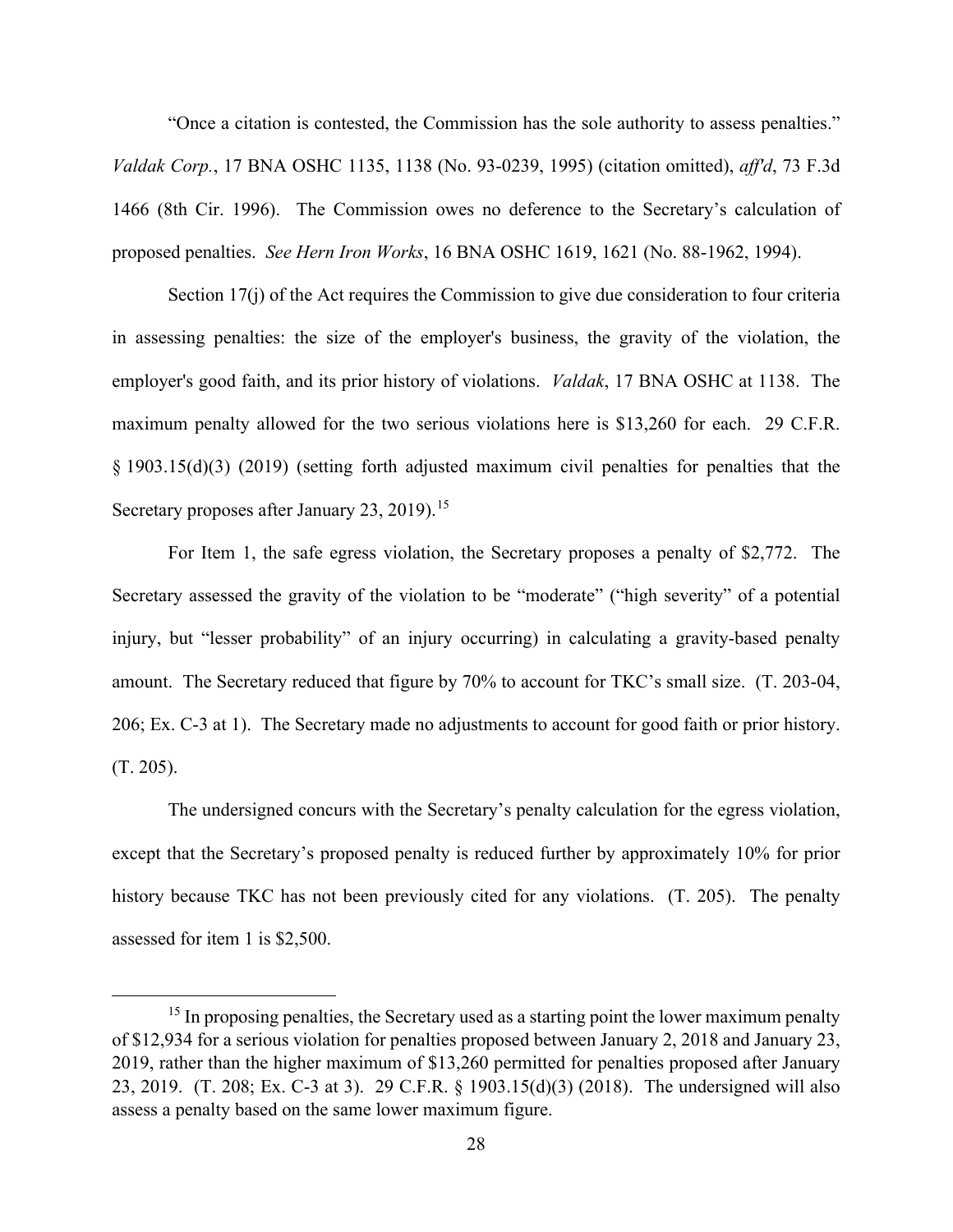"Once a citation is contested, the Commission has the sole authority to assess penalties." *Valdak Corp.*, 17 BNA OSHC 1135, 1138 (No. 93-0239, 1995) (citation omitted), *aff'd*, 73 F.3d 1466 (8th Cir. 1996). The Commission owes no deference to the Secretary's calculation of proposed penalties. *See Hern Iron Works*, 16 BNA OSHC 1619, 1621 (No. 88-1962, 1994).

Section 17(j) of the Act requires the Commission to give due consideration to four criteria in assessing penalties: the size of the employer's business, the gravity of the violation, the employer's good faith, and its prior history of violations. *Valdak*, 17 BNA OSHC at 1138. The maximum penalty allowed for the two serious violations here is $13,260 for each. 29 C.F.R. § 1903.15(d)(3) (2019) (setting forth adjusted maximum civil penalties for penalties that the Secretary proposes after January 23, 2019).[15]

For Item 1, the safe egress violation, the Secretary proposes a penalty of $2,772. The Secretary assessed the gravity of the violation to be "moderate" ("high severity" of a potential injury, but "lesser probability" of an injury occurring) in calculating a gravity-based penalty amount. The Secretary reduced that figure by 70% to account for TKC's small size. (T. 203-04, 206; Ex. C-3 at 1). The Secretary made no adjustments to account for good faith or prior history. (T. 205).

The undersigned concurs with the Secretary's penalty calculation for the egress violation, except that the Secretary's proposed penalty is reduced further by approximately 10% for prior history because TKC has not been previously cited for any violations. (T. 205). The penalty assessed for item 1 is $2,500.

---

[15] In proposing penalties, the Secretary used as a starting point the lower maximum penalty of $12,934 for a serious violation for penalties proposed between January 2, 2018 and January 23, 2019, rather than the higher maximum of $13,260 permitted for penalties proposed after January 23, 2019. (T. 208; Ex. C-3 at 3). 29 C.F.R. § 1903.15(d)(3) (2018). The undersigned will also assess a penalty based on the same lower maximum figure.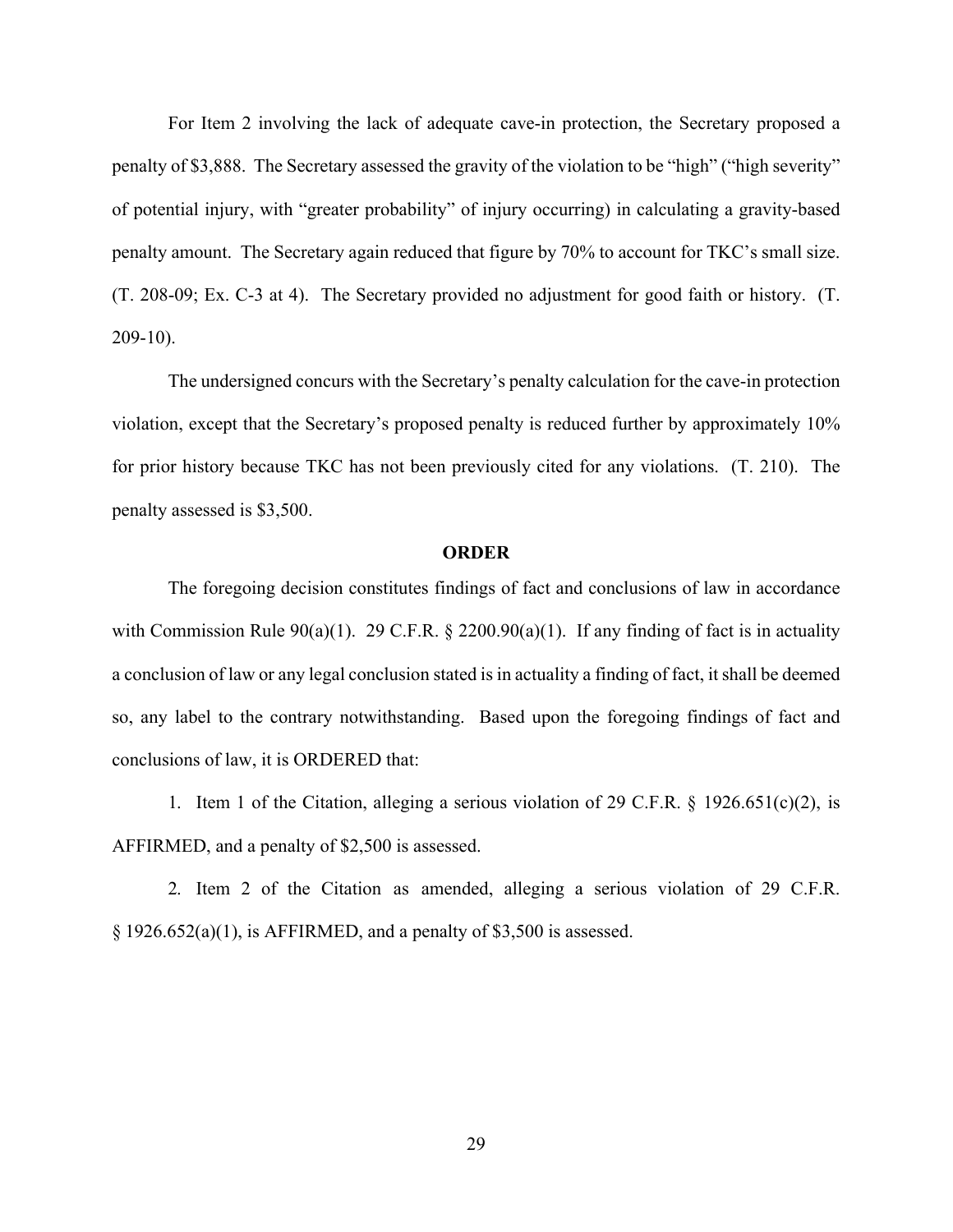For Item 2 involving the lack of adequate cave-in protection, the Secretary proposed a penalty of $3,888. The Secretary assessed the gravity of the violation to be "high" ("high severity" of potential injury, with "greater probability" of injury occurring) in calculating a gravity-based penalty amount. The Secretary again reduced that figure by 70% to account for TKC's small size. (T. 208-09; Ex. C-3 at 4). The Secretary provided no adjustment for good faith or history. (T. 209-10).

The undersigned concurs with the Secretary's penalty calculation for the cave-in protection violation, except that the Secretary's proposed penalty is reduced further by approximately 10% for prior history because TKC has not been previously cited for any violations. (T. 210). The penalty assessed is $3,500.

## ORDER

The foregoing decision constitutes findings of fact and conclusions of law in accordance with Commission Rule 90(a)(1). 29 C.F.R. § 2200.90(a)(1). If any finding of fact is in actuality a conclusion of law or any legal conclusion stated is in actuality a finding of fact, it shall be deemed so, any label to the contrary notwithstanding. Based upon the foregoing findings of fact and conclusions of law, it is ORDERED that:

1. Item 1 of the Citation, alleging a serious violation of 29 C.F.R. § 1926.651(c)(2), is AFFIRMED, and a penalty of $2,500 is assessed.

2. Item 2 of the Citation as amended, alleging a serious violation of 29 C.F.R. § 1926.652(a)(1), is AFFIRMED, and a penalty of $3,500 is assessed.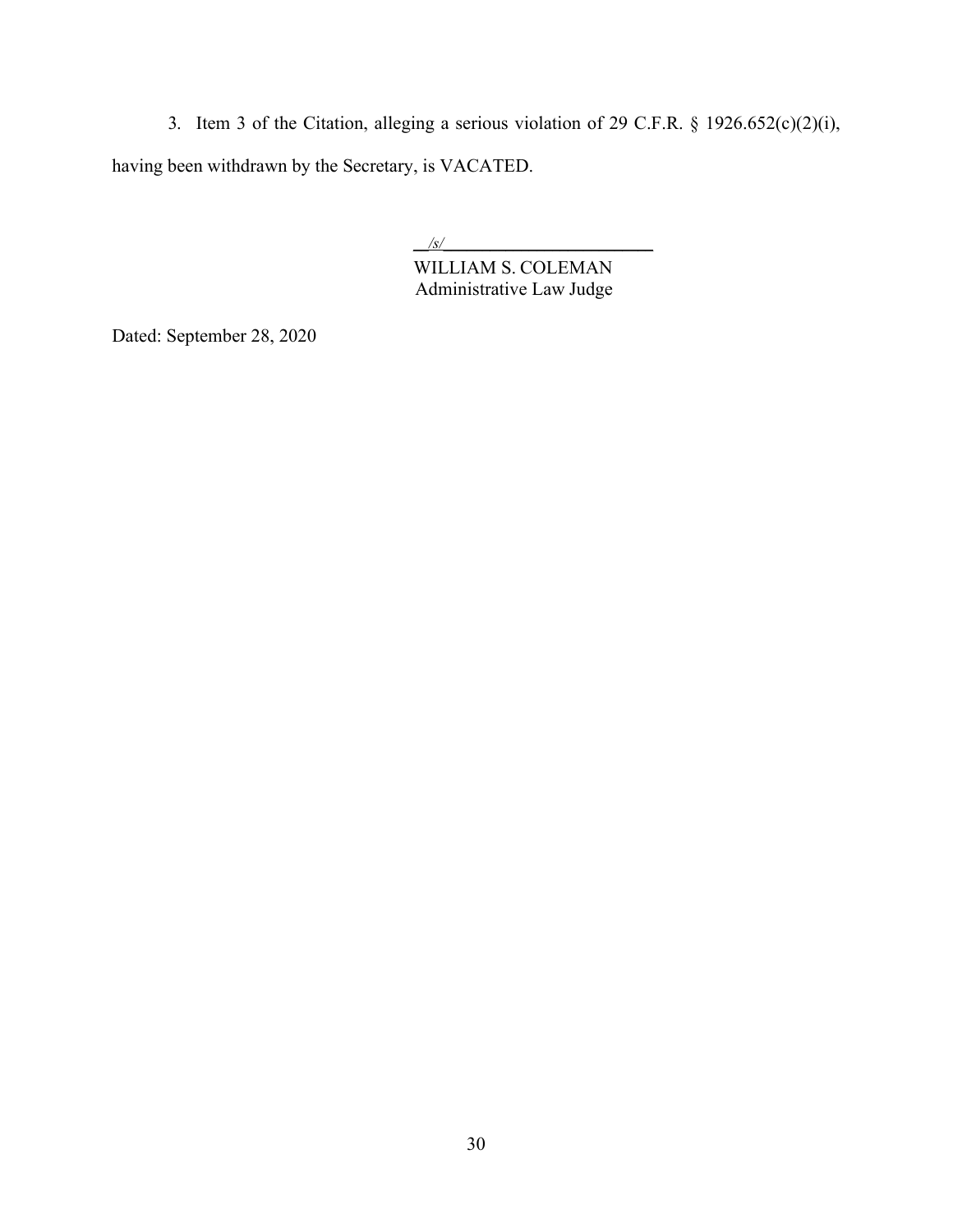3. Item 3 of the Citation, alleging a serious violation of 29 C.F.R. § 1926.652(c)(2)(i), having been withdrawn by the Secretary, is VACATED.

*/s/*

WILLIAM S. COLEMAN
Administrative Law Judge

Dated: September 28, 2020